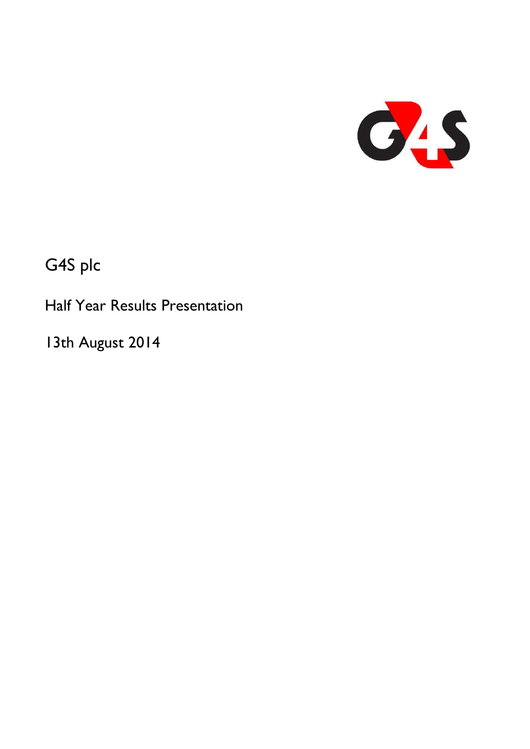G4S plc

Half Year Results Presentation

13th August 2014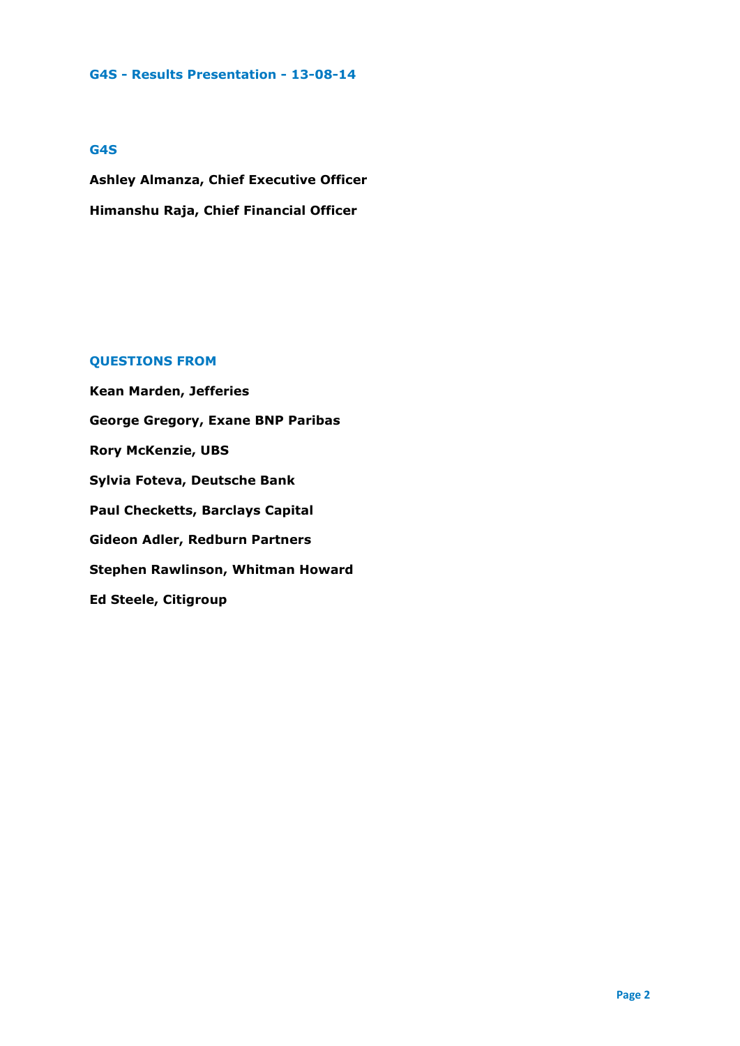# G4S - Results Presentation - 13-08-14

## G4S

**Ashley Almanza, Chief Executive Officer**

**Himanshu Raja, Chief Financial Officer**

## QUESTIONS FROM

**Kean Marden, Jefferies**

**George Gregory, Exane BNP Paribas**

**Rory McKenzie, UBS**

**Sylvia Foteva, Deutsche Bank**

**Paul Checketts, Barclays Capital**

**Gideon Adler, Redburn Partners**

**Stephen Rawlinson, Whitman Howard**

**Ed Steele, Citigroup**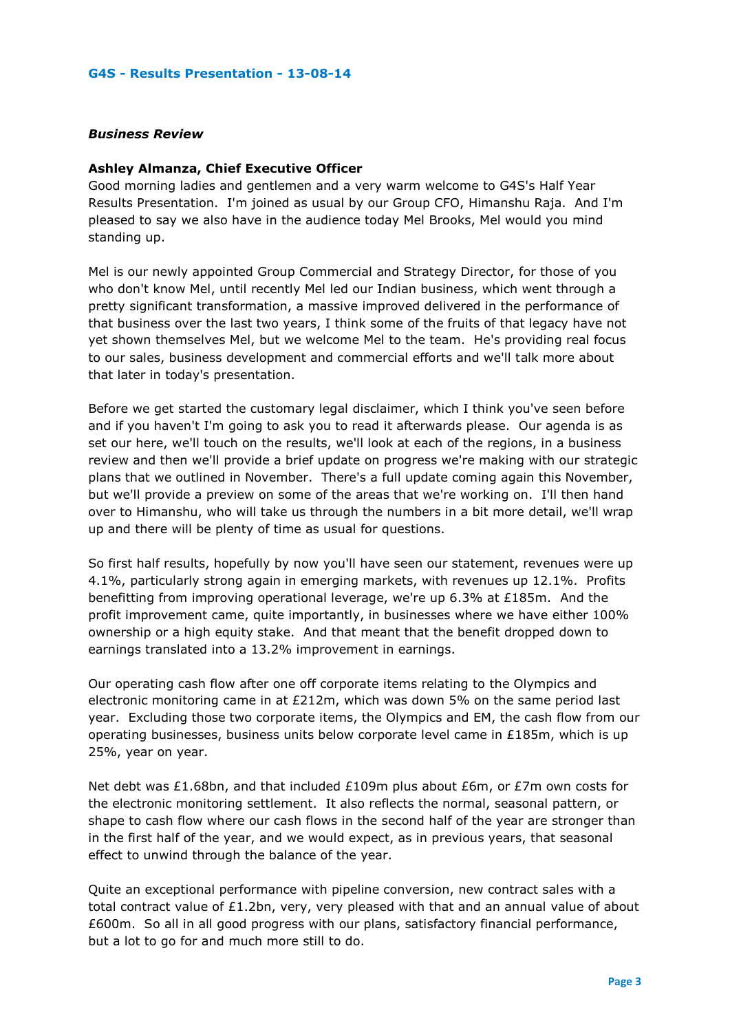**G4S - Results Presentation - 13-08-14**

## *Business Review*

**Ashley Almanza, Chief Executive Officer**

Good morning ladies and gentlemen and a very warm welcome to G4S's Half Year Results Presentation. I'm joined as usual by our Group CFO, Himanshu Raja. And I'm pleased to say we also have in the audience today Mel Brooks, Mel would you mind standing up.

Mel is our newly appointed Group Commercial and Strategy Director, for those of you who don't know Mel, until recently Mel led our Indian business, which went through a pretty significant transformation, a massive improved delivered in the performance of that business over the last two years, I think some of the fruits of that legacy have not yet shown themselves Mel, but we welcome Mel to the team. He's providing real focus to our sales, business development and commercial efforts and we'll talk more about that later in today's presentation.

Before we get started the customary legal disclaimer, which I think you've seen before and if you haven't I'm going to ask you to read it afterwards please. Our agenda is as set our here, we'll touch on the results, we'll look at each of the regions, in a business review and then we'll provide a brief update on progress we're making with our strategic plans that we outlined in November. There's a full update coming again this November, but we'll provide a preview on some of the areas that we're working on. I'll then hand over to Himanshu, who will take us through the numbers in a bit more detail, we'll wrap up and there will be plenty of time as usual for questions.

So first half results, hopefully by now you'll have seen our statement, revenues were up 4.1%, particularly strong again in emerging markets, with revenues up 12.1%. Profits benefitting from improving operational leverage, we're up 6.3% at £185m. And the profit improvement came, quite importantly, in businesses where we have either 100% ownership or a high equity stake. And that meant that the benefit dropped down to earnings translated into a 13.2% improvement in earnings.

Our operating cash flow after one off corporate items relating to the Olympics and electronic monitoring came in at £212m, which was down 5% on the same period last year. Excluding those two corporate items, the Olympics and EM, the cash flow from our operating businesses, business units below corporate level came in £185m, which is up 25%, year on year.

Net debt was £1.68bn, and that included £109m plus about £6m, or £7m own costs for the electronic monitoring settlement. It also reflects the normal, seasonal pattern, or shape to cash flow where our cash flows in the second half of the year are stronger than in the first half of the year, and we would expect, as in previous years, that seasonal effect to unwind through the balance of the year.

Quite an exceptional performance with pipeline conversion, new contract sales with a total contract value of £1.2bn, very, very pleased with that and an annual value of about £600m. So all in all good progress with our plans, satisfactory financial performance, but a lot to go for and much more still to do.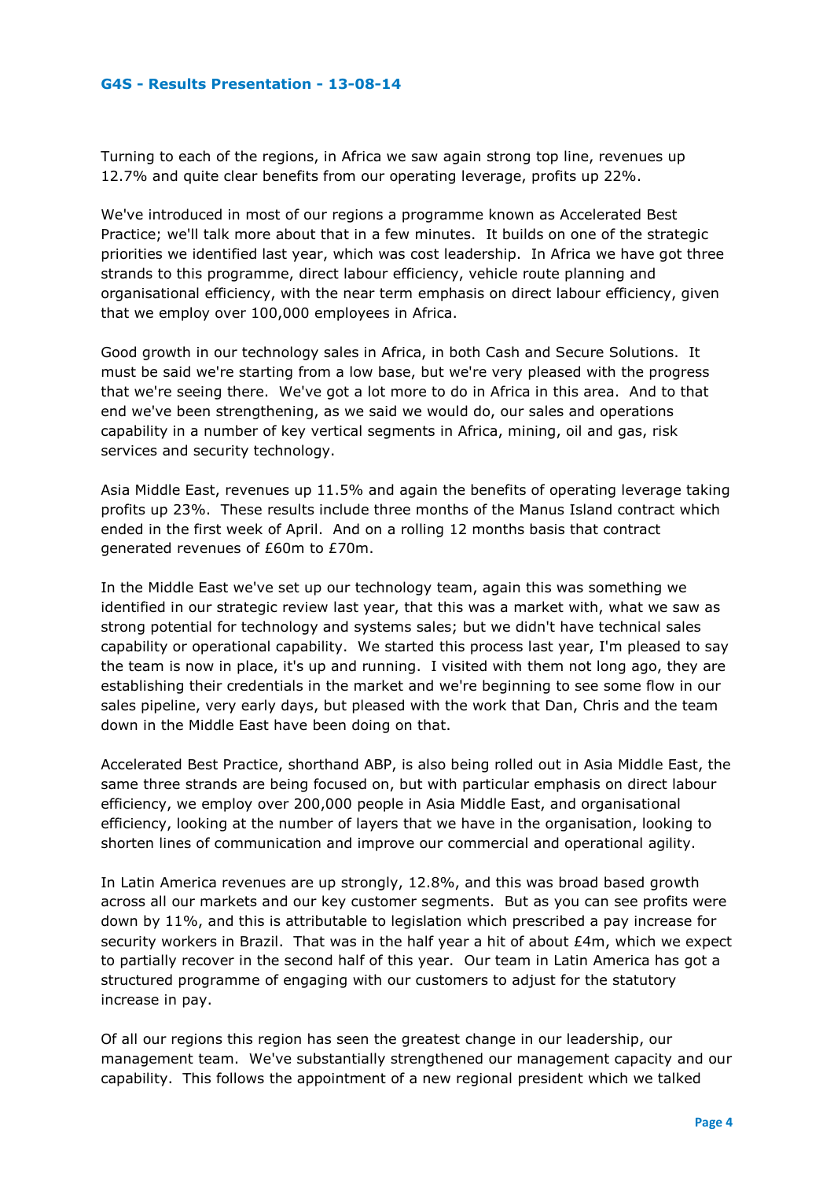Turning to each of the regions, in Africa we saw again strong top line, revenues up 12.7% and quite clear benefits from our operating leverage, profits up 22%.

We've introduced in most of our regions a programme known as Accelerated Best Practice; we'll talk more about that in a few minutes. It builds on one of the strategic priorities we identified last year, which was cost leadership. In Africa we have got three strands to this programme, direct labour efficiency, vehicle route planning and organisational efficiency, with the near term emphasis on direct labour efficiency, given that we employ over 100,000 employees in Africa.

Good growth in our technology sales in Africa, in both Cash and Secure Solutions. It must be said we're starting from a low base, but we're very pleased with the progress that we're seeing there. We've got a lot more to do in Africa in this area. And to that end we've been strengthening, as we said we would do, our sales and operations capability in a number of key vertical segments in Africa, mining, oil and gas, risk services and security technology.

Asia Middle East, revenues up 11.5% and again the benefits of operating leverage taking profits up 23%. These results include three months of the Manus Island contract which ended in the first week of April. And on a rolling 12 months basis that contract generated revenues of £60m to £70m.

In the Middle East we've set up our technology team, again this was something we identified in our strategic review last year, that this was a market with, what we saw as strong potential for technology and systems sales; but we didn't have technical sales capability or operational capability. We started this process last year, I'm pleased to say the team is now in place, it's up and running. I visited with them not long ago, they are establishing their credentials in the market and we're beginning to see some flow in our sales pipeline, very early days, but pleased with the work that Dan, Chris and the team down in the Middle East have been doing on that.

Accelerated Best Practice, shorthand ABP, is also being rolled out in Asia Middle East, the same three strands are being focused on, but with particular emphasis on direct labour efficiency, we employ over 200,000 people in Asia Middle East, and organisational efficiency, looking at the number of layers that we have in the organisation, looking to shorten lines of communication and improve our commercial and operational agility.

In Latin America revenues are up strongly, 12.8%, and this was broad based growth across all our markets and our key customer segments. But as you can see profits were down by 11%, and this is attributable to legislation which prescribed a pay increase for security workers in Brazil. That was in the half year a hit of about £4m, which we expect to partially recover in the second half of this year. Our team in Latin America has got a structured programme of engaging with our customers to adjust for the statutory increase in pay.

Of all our regions this region has seen the greatest change in our leadership, our management team. We've substantially strengthened our management capacity and our capability. This follows the appointment of a new regional president which we talked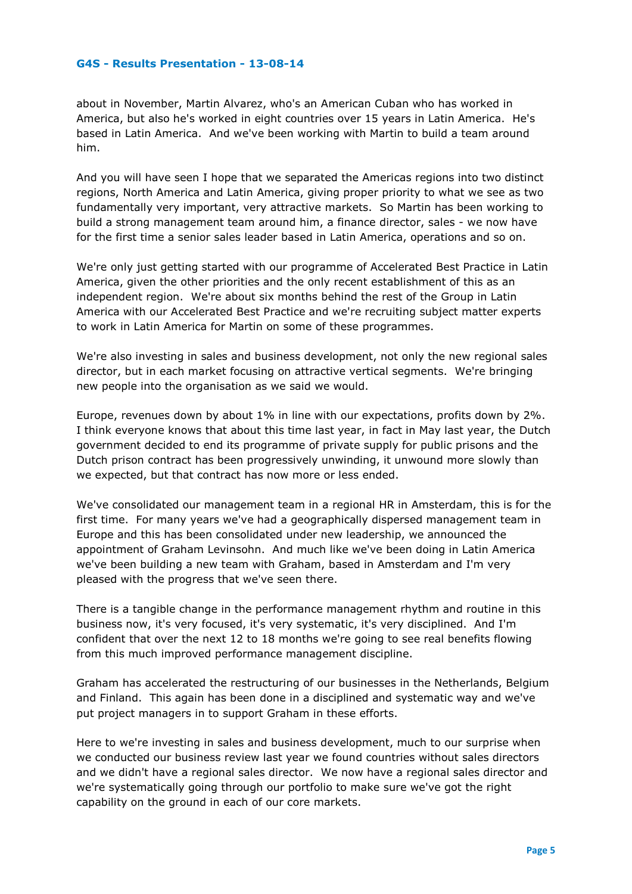about in November, Martin Alvarez, who's an American Cuban who has worked in America, but also he's worked in eight countries over 15 years in Latin America. He's based in Latin America. And we've been working with Martin to build a team around him.

And you will have seen I hope that we separated the Americas regions into two distinct regions, North America and Latin America, giving proper priority to what we see as two fundamentally very important, very attractive markets. So Martin has been working to build a strong management team around him, a finance director, sales - we now have for the first time a senior sales leader based in Latin America, operations and so on.

We're only just getting started with our programme of Accelerated Best Practice in Latin America, given the other priorities and the only recent establishment of this as an independent region. We're about six months behind the rest of the Group in Latin America with our Accelerated Best Practice and we're recruiting subject matter experts to work in Latin America for Martin on some of these programmes.

We're also investing in sales and business development, not only the new regional sales director, but in each market focusing on attractive vertical segments. We're bringing new people into the organisation as we said we would.

Europe, revenues down by about 1% in line with our expectations, profits down by 2%. I think everyone knows that about this time last year, in fact in May last year, the Dutch government decided to end its programme of private supply for public prisons and the Dutch prison contract has been progressively unwinding, it unwound more slowly than we expected, but that contract has now more or less ended.

We've consolidated our management team in a regional HR in Amsterdam, this is for the first time. For many years we've had a geographically dispersed management team in Europe and this has been consolidated under new leadership, we announced the appointment of Graham Levinsohn. And much like we've been doing in Latin America we've been building a new team with Graham, based in Amsterdam and I'm very pleased with the progress that we've seen there.

There is a tangible change in the performance management rhythm and routine in this business now, it's very focused, it's very systematic, it's very disciplined. And I'm confident that over the next 12 to 18 months we're going to see real benefits flowing from this much improved performance management discipline.

Graham has accelerated the restructuring of our businesses in the Netherlands, Belgium and Finland. This again has been done in a disciplined and systematic way and we've put project managers in to support Graham in these efforts.

Here to we're investing in sales and business development, much to our surprise when we conducted our business review last year we found countries without sales directors and we didn't have a regional sales director. We now have a regional sales director and we're systematically going through our portfolio to make sure we've got the right capability on the ground in each of our core markets.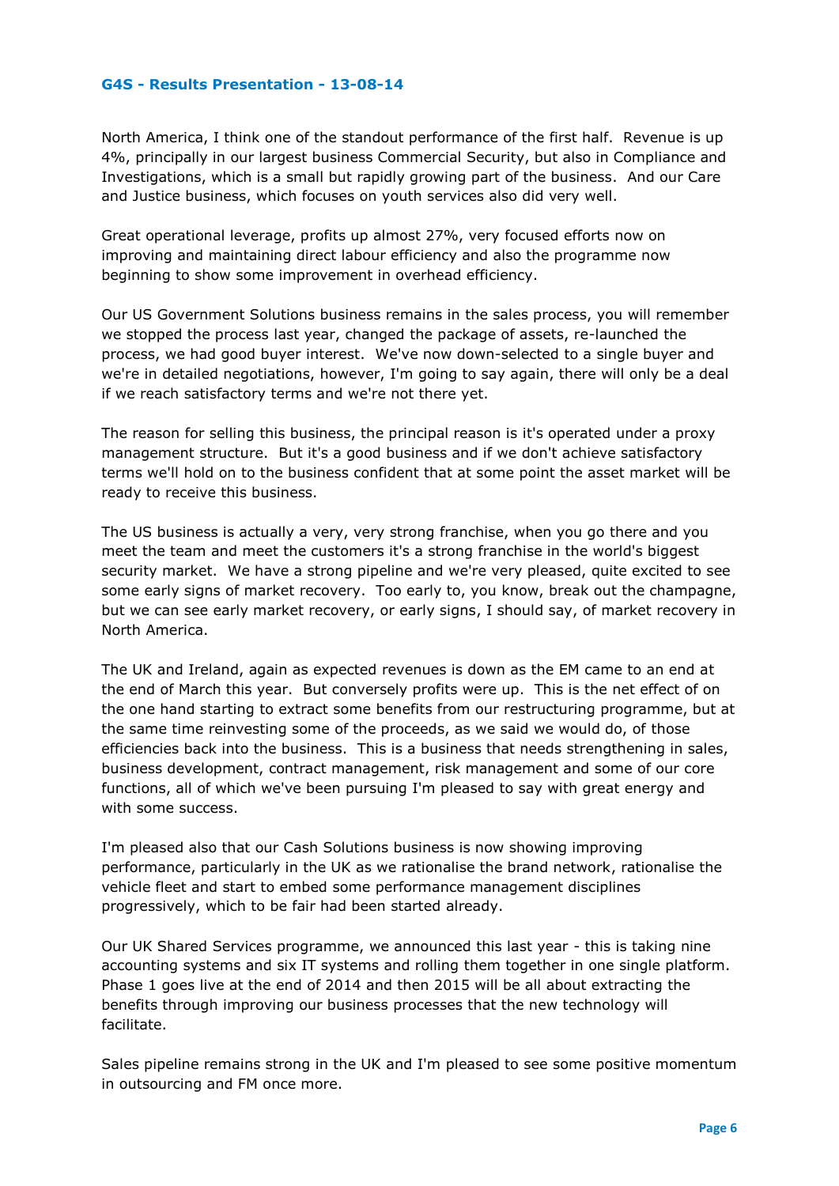North America, I think one of the standout performance of the first half. Revenue is up 4%, principally in our largest business Commercial Security, but also in Compliance and Investigations, which is a small but rapidly growing part of the business. And our Care and Justice business, which focuses on youth services also did very well.

Great operational leverage, profits up almost 27%, very focused efforts now on improving and maintaining direct labour efficiency and also the programme now beginning to show some improvement in overhead efficiency.

Our US Government Solutions business remains in the sales process, you will remember we stopped the process last year, changed the package of assets, re-launched the process, we had good buyer interest. We've now down-selected to a single buyer and we're in detailed negotiations, however, I'm going to say again, there will only be a deal if we reach satisfactory terms and we're not there yet.

The reason for selling this business, the principal reason is it's operated under a proxy management structure. But it's a good business and if we don't achieve satisfactory terms we'll hold on to the business confident that at some point the asset market will be ready to receive this business.

The US business is actually a very, very strong franchise, when you go there and you meet the team and meet the customers it's a strong franchise in the world's biggest security market. We have a strong pipeline and we're very pleased, quite excited to see some early signs of market recovery. Too early to, you know, break out the champagne, but we can see early market recovery, or early signs, I should say, of market recovery in North America.

The UK and Ireland, again as expected revenues is down as the EM came to an end at the end of March this year. But conversely profits were up. This is the net effect of on the one hand starting to extract some benefits from our restructuring programme, but at the same time reinvesting some of the proceeds, as we said we would do, of those efficiencies back into the business. This is a business that needs strengthening in sales, business development, contract management, risk management and some of our core functions, all of which we've been pursuing I'm pleased to say with great energy and with some success.

I'm pleased also that our Cash Solutions business is now showing improving performance, particularly in the UK as we rationalise the brand network, rationalise the vehicle fleet and start to embed some performance management disciplines progressively, which to be fair had been started already.

Our UK Shared Services programme, we announced this last year - this is taking nine accounting systems and six IT systems and rolling them together in one single platform. Phase 1 goes live at the end of 2014 and then 2015 will be all about extracting the benefits through improving our business processes that the new technology will facilitate.

Sales pipeline remains strong in the UK and I'm pleased to see some positive momentum in outsourcing and FM once more.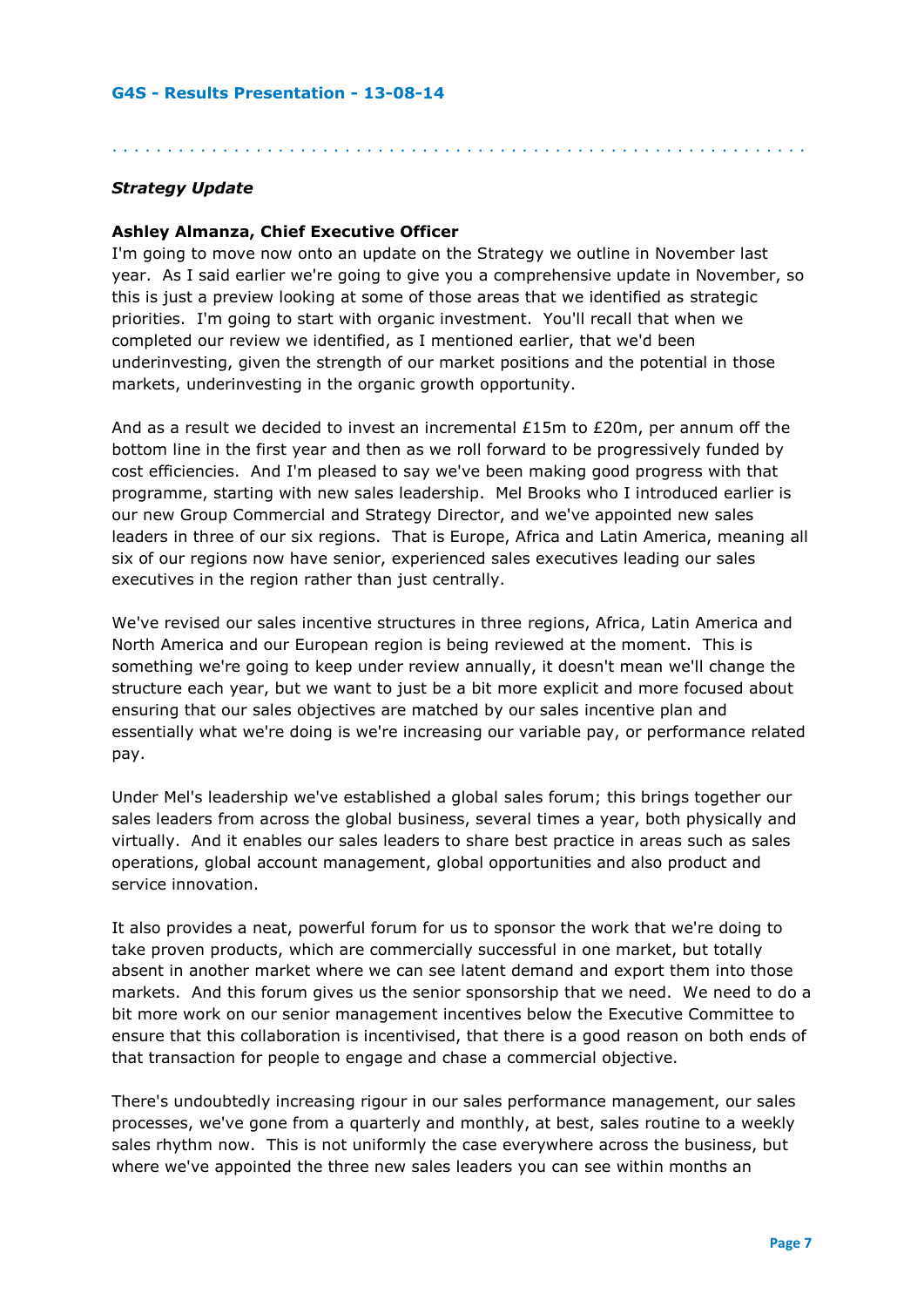*Strategy Update*

**Ashley Almanza, Chief Executive Officer**

I'm going to move now onto an update on the Strategy we outline in November last year. As I said earlier we're going to give you a comprehensive update in November, so this is just a preview looking at some of those areas that we identified as strategic priorities. I'm going to start with organic investment. You'll recall that when we completed our review we identified, as I mentioned earlier, that we'd been underinvesting, given the strength of our market positions and the potential in those markets, underinvesting in the organic growth opportunity.

And as a result we decided to invest an incremental £15m to £20m, per annum off the bottom line in the first year and then as we roll forward to be progressively funded by cost efficiencies. And I'm pleased to say we've been making good progress with that programme, starting with new sales leadership. Mel Brooks who I introduced earlier is our new Group Commercial and Strategy Director, and we've appointed new sales leaders in three of our six regions. That is Europe, Africa and Latin America, meaning all six of our regions now have senior, experienced sales executives leading our sales executives in the region rather than just centrally.

We've revised our sales incentive structures in three regions, Africa, Latin America and North America and our European region is being reviewed at the moment. This is something we're going to keep under review annually, it doesn't mean we'll change the structure each year, but we want to just be a bit more explicit and more focused about ensuring that our sales objectives are matched by our sales incentive plan and essentially what we're doing is we're increasing our variable pay, or performance related pay.

Under Mel's leadership we've established a global sales forum; this brings together our sales leaders from across the global business, several times a year, both physically and virtually. And it enables our sales leaders to share best practice in areas such as sales operations, global account management, global opportunities and also product and service innovation.

It also provides a neat, powerful forum for us to sponsor the work that we're doing to take proven products, which are commercially successful in one market, but totally absent in another market where we can see latent demand and export them into those markets. And this forum gives us the senior sponsorship that we need. We need to do a bit more work on our senior management incentives below the Executive Committee to ensure that this collaboration is incentivised, that there is a good reason on both ends of that transaction for people to engage and chase a commercial objective.

There's undoubtedly increasing rigour in our sales performance management, our sales processes, we've gone from a quarterly and monthly, at best, sales routine to a weekly sales rhythm now. This is not uniformly the case everywhere across the business, but where we've appointed the three new sales leaders you can see within months an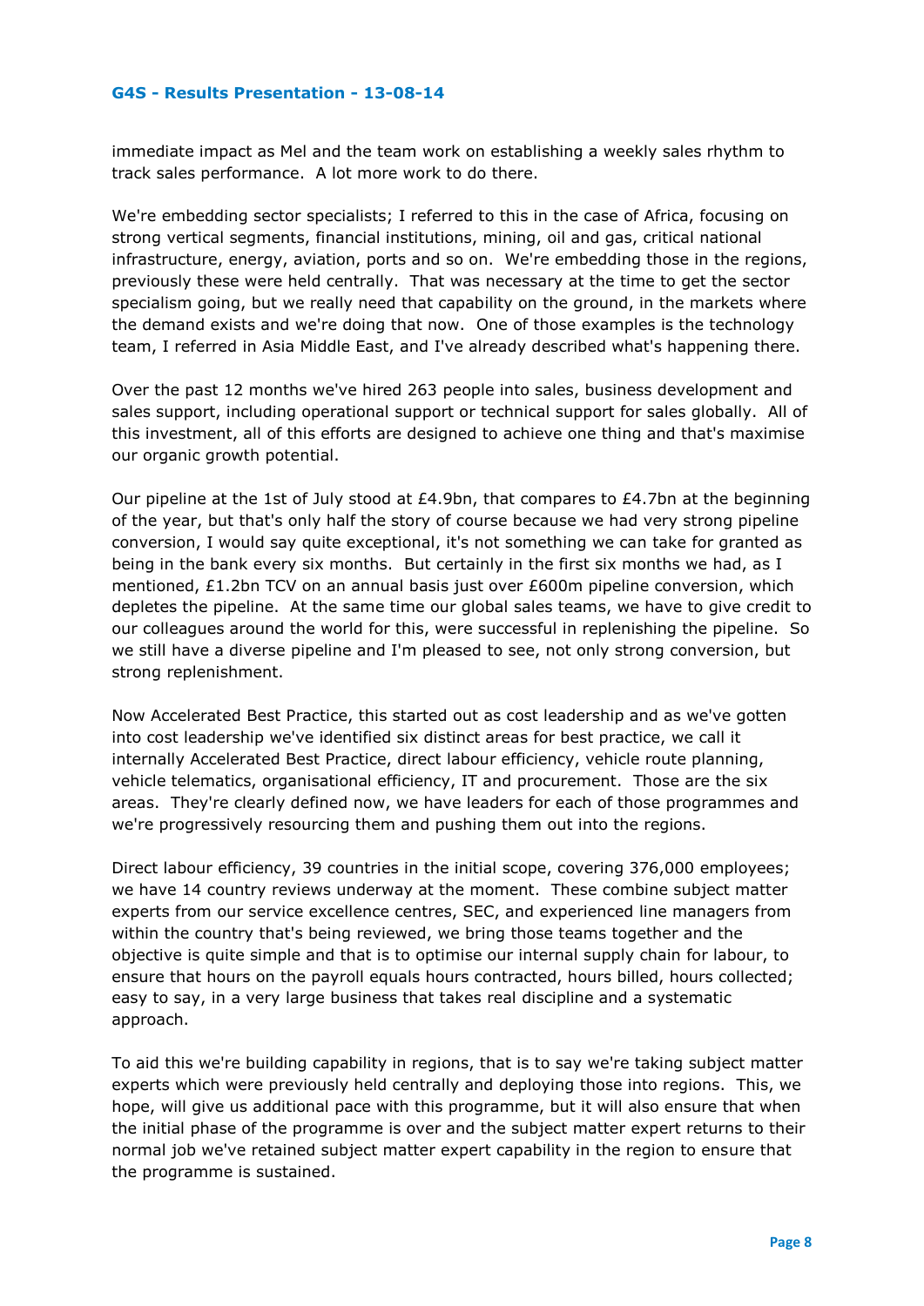immediate impact as Mel and the team work on establishing a weekly sales rhythm to track sales performance. A lot more work to do there.

We're embedding sector specialists; I referred to this in the case of Africa, focusing on strong vertical segments, financial institutions, mining, oil and gas, critical national infrastructure, energy, aviation, ports and so on. We're embedding those in the regions, previously these were held centrally. That was necessary at the time to get the sector specialism going, but we really need that capability on the ground, in the markets where the demand exists and we're doing that now. One of those examples is the technology team, I referred in Asia Middle East, and I've already described what's happening there.

Over the past 12 months we've hired 263 people into sales, business development and sales support, including operational support or technical support for sales globally. All of this investment, all of this efforts are designed to achieve one thing and that's maximise our organic growth potential.

Our pipeline at the 1st of July stood at £4.9bn, that compares to £4.7bn at the beginning of the year, but that's only half the story of course because we had very strong pipeline conversion, I would say quite exceptional, it's not something we can take for granted as being in the bank every six months. But certainly in the first six months we had, as I mentioned, £1.2bn TCV on an annual basis just over £600m pipeline conversion, which depletes the pipeline. At the same time our global sales teams, we have to give credit to our colleagues around the world for this, were successful in replenishing the pipeline. So we still have a diverse pipeline and I'm pleased to see, not only strong conversion, but strong replenishment.

Now Accelerated Best Practice, this started out as cost leadership and as we've gotten into cost leadership we've identified six distinct areas for best practice, we call it internally Accelerated Best Practice, direct labour efficiency, vehicle route planning, vehicle telematics, organisational efficiency, IT and procurement. Those are the six areas. They're clearly defined now, we have leaders for each of those programmes and we're progressively resourcing them and pushing them out into the regions.

Direct labour efficiency, 39 countries in the initial scope, covering 376,000 employees; we have 14 country reviews underway at the moment. These combine subject matter experts from our service excellence centres, SEC, and experienced line managers from within the country that's being reviewed, we bring those teams together and the objective is quite simple and that is to optimise our internal supply chain for labour, to ensure that hours on the payroll equals hours contracted, hours billed, hours collected; easy to say, in a very large business that takes real discipline and a systematic approach.

To aid this we're building capability in regions, that is to say we're taking subject matter experts which were previously held centrally and deploying those into regions. This, we hope, will give us additional pace with this programme, but it will also ensure that when the initial phase of the programme is over and the subject matter expert returns to their normal job we've retained subject matter expert capability in the region to ensure that the programme is sustained.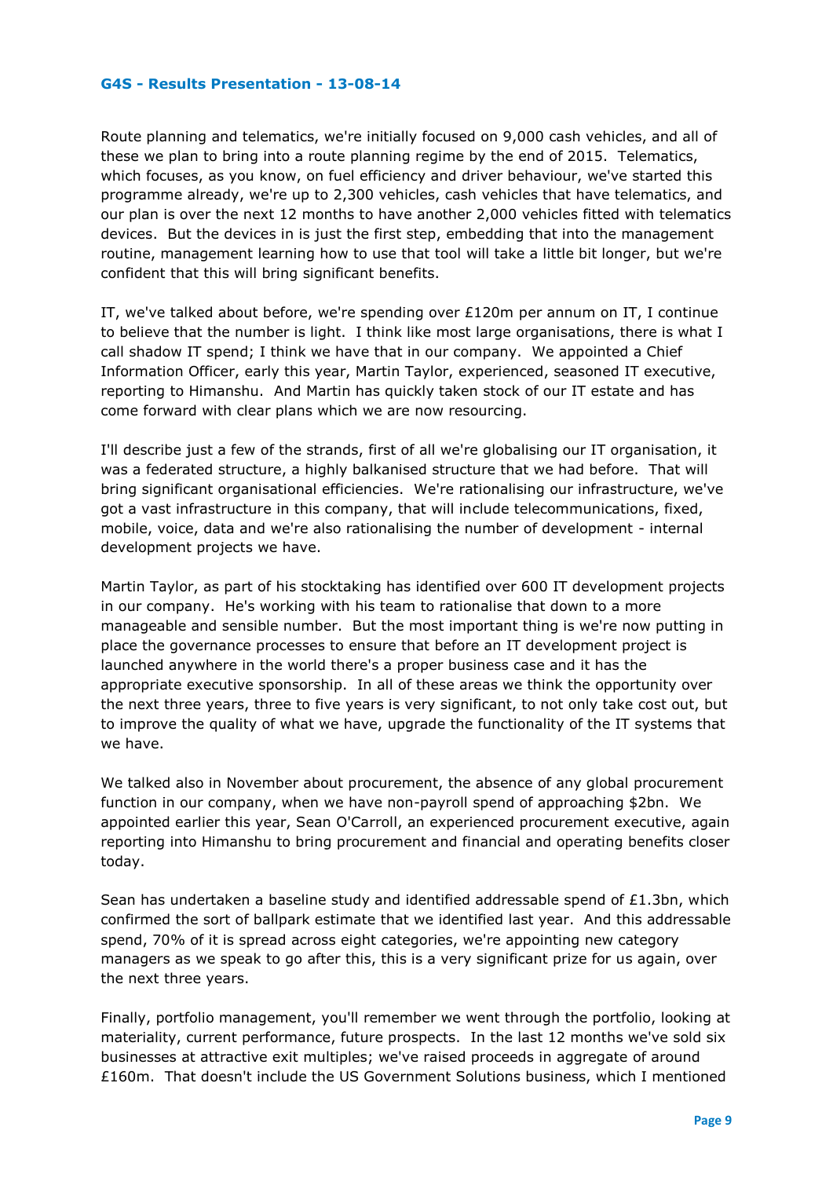Route planning and telematics, we're initially focused on 9,000 cash vehicles, and all of these we plan to bring into a route planning regime by the end of 2015. Telematics, which focuses, as you know, on fuel efficiency and driver behaviour, we've started this programme already, we're up to 2,300 vehicles, cash vehicles that have telematics, and our plan is over the next 12 months to have another 2,000 vehicles fitted with telematics devices. But the devices in is just the first step, embedding that into the management routine, management learning how to use that tool will take a little bit longer, but we're confident that this will bring significant benefits.

IT, we've talked about before, we're spending over £120m per annum on IT, I continue to believe that the number is light. I think like most large organisations, there is what I call shadow IT spend; I think we have that in our company. We appointed a Chief Information Officer, early this year, Martin Taylor, experienced, seasoned IT executive, reporting to Himanshu. And Martin has quickly taken stock of our IT estate and has come forward with clear plans which we are now resourcing.

I'll describe just a few of the strands, first of all we're globalising our IT organisation, it was a federated structure, a highly balkanised structure that we had before. That will bring significant organisational efficiencies. We're rationalising our infrastructure, we've got a vast infrastructure in this company, that will include telecommunications, fixed, mobile, voice, data and we're also rationalising the number of development - internal development projects we have.

Martin Taylor, as part of his stocktaking has identified over 600 IT development projects in our company. He's working with his team to rationalise that down to a more manageable and sensible number. But the most important thing is we're now putting in place the governance processes to ensure that before an IT development project is launched anywhere in the world there's a proper business case and it has the appropriate executive sponsorship. In all of these areas we think the opportunity over the next three years, three to five years is very significant, to not only take cost out, but to improve the quality of what we have, upgrade the functionality of the IT systems that we have.

We talked also in November about procurement, the absence of any global procurement function in our company, when we have non-payroll spend of approaching $2bn. We appointed earlier this year, Sean O'Carroll, an experienced procurement executive, again reporting into Himanshu to bring procurement and financial and operating benefits closer today.

Sean has undertaken a baseline study and identified addressable spend of £1.3bn, which confirmed the sort of ballpark estimate that we identified last year. And this addressable spend, 70% of it is spread across eight categories, we're appointing new category managers as we speak to go after this, this is a very significant prize for us again, over the next three years.

Finally, portfolio management, you'll remember we went through the portfolio, looking at materiality, current performance, future prospects. In the last 12 months we've sold six businesses at attractive exit multiples; we've raised proceeds in aggregate of around £160m. That doesn't include the US Government Solutions business, which I mentioned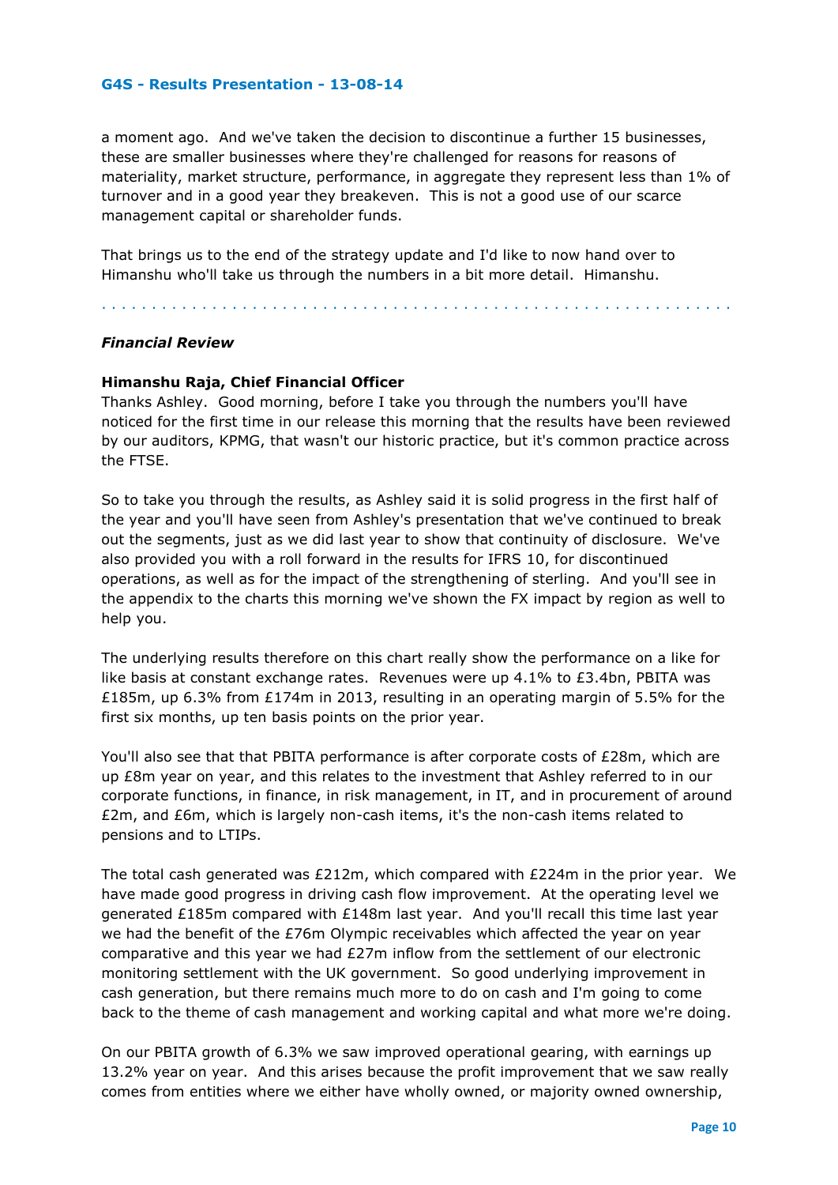a moment ago. And we've taken the decision to discontinue a further 15 businesses, these are smaller businesses where they're challenged for reasons for reasons of materiality, market structure, performance, in aggregate they represent less than 1% of turnover and in a good year they breakeven. This is not a good use of our scarce management capital or shareholder funds.

That brings us to the end of the strategy update and I'd like to now hand over to Himanshu who'll take us through the numbers in a bit more detail. Himanshu.

---

***Financial Review***

**Himanshu Raja, Chief Financial Officer**

Thanks Ashley. Good morning, before I take you through the numbers you'll have noticed for the first time in our release this morning that the results have been reviewed by our auditors, KPMG, that wasn't our historic practice, but it's common practice across the FTSE.

So to take you through the results, as Ashley said it is solid progress in the first half of the year and you'll have seen from Ashley's presentation that we've continued to break out the segments, just as we did last year to show that continuity of disclosure. We've also provided you with a roll forward in the results for IFRS 10, for discontinued operations, as well as for the impact of the strengthening of sterling. And you'll see in the appendix to the charts this morning we've shown the FX impact by region as well to help you.

The underlying results therefore on this chart really show the performance on a like for like basis at constant exchange rates. Revenues were up 4.1% to £3.4bn, PBITA was £185m, up 6.3% from £174m in 2013, resulting in an operating margin of 5.5% for the first six months, up ten basis points on the prior year.

You'll also see that that PBITA performance is after corporate costs of £28m, which are up £8m year on year, and this relates to the investment that Ashley referred to in our corporate functions, in finance, in risk management, in IT, and in procurement of around £2m, and £6m, which is largely non-cash items, it's the non-cash items related to pensions and to LTIPs.

The total cash generated was £212m, which compared with £224m in the prior year. We have made good progress in driving cash flow improvement. At the operating level we generated £185m compared with £148m last year. And you'll recall this time last year we had the benefit of the £76m Olympic receivables which affected the year on year comparative and this year we had £27m inflow from the settlement of our electronic monitoring settlement with the UK government. So good underlying improvement in cash generation, but there remains much more to do on cash and I'm going to come back to the theme of cash management and working capital and what more we're doing.

On our PBITA growth of 6.3% we saw improved operational gearing, with earnings up 13.2% year on year. And this arises because the profit improvement that we saw really comes from entities where we either have wholly owned, or majority owned ownership,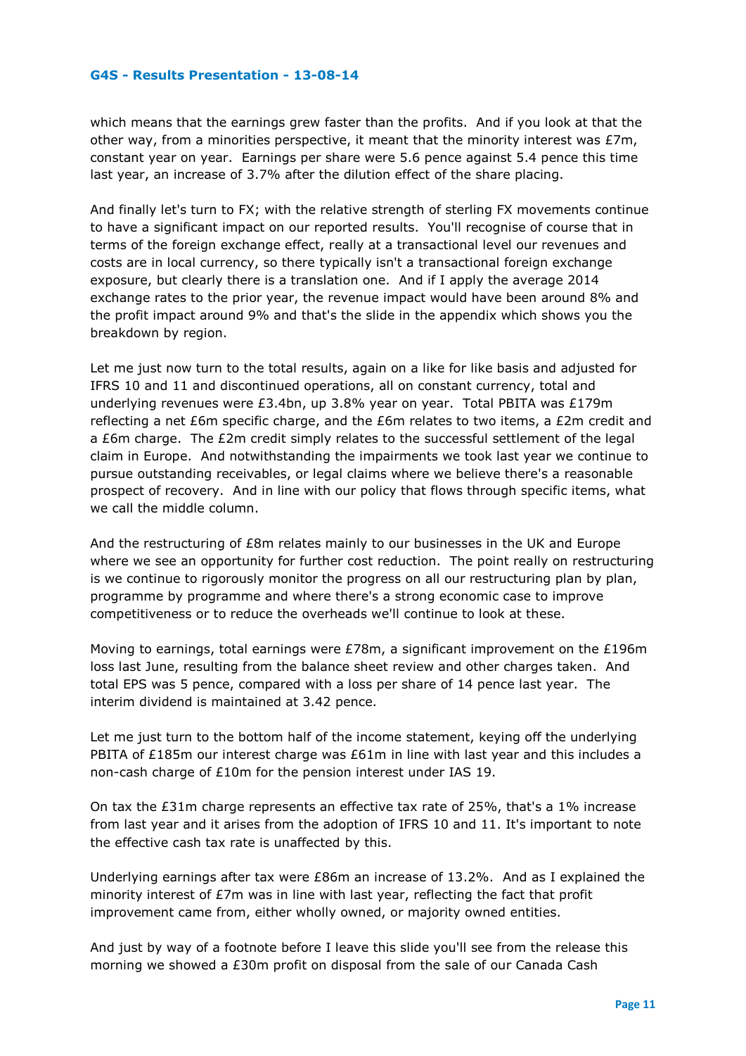which means that the earnings grew faster than the profits. And if you look at that the other way, from a minorities perspective, it meant that the minority interest was £7m, constant year on year. Earnings per share were 5.6 pence against 5.4 pence this time last year, an increase of 3.7% after the dilution effect of the share placing.

And finally let's turn to FX; with the relative strength of sterling FX movements continue to have a significant impact on our reported results. You'll recognise of course that in terms of the foreign exchange effect, really at a transactional level our revenues and costs are in local currency, so there typically isn't a transactional foreign exchange exposure, but clearly there is a translation one. And if I apply the average 2014 exchange rates to the prior year, the revenue impact would have been around 8% and the profit impact around 9% and that's the slide in the appendix which shows you the breakdown by region.

Let me just now turn to the total results, again on a like for like basis and adjusted for IFRS 10 and 11 and discontinued operations, all on constant currency, total and underlying revenues were £3.4bn, up 3.8% year on year. Total PBITA was £179m reflecting a net £6m specific charge, and the £6m relates to two items, a £2m credit and a £6m charge. The £2m credit simply relates to the successful settlement of the legal claim in Europe. And notwithstanding the impairments we took last year we continue to pursue outstanding receivables, or legal claims where we believe there's a reasonable prospect of recovery. And in line with our policy that flows through specific items, what we call the middle column.

And the restructuring of £8m relates mainly to our businesses in the UK and Europe where we see an opportunity for further cost reduction. The point really on restructuring is we continue to rigorously monitor the progress on all our restructuring plan by plan, programme by programme and where there's a strong economic case to improve competitiveness or to reduce the overheads we'll continue to look at these.

Moving to earnings, total earnings were £78m, a significant improvement on the £196m loss last June, resulting from the balance sheet review and other charges taken. And total EPS was 5 pence, compared with a loss per share of 14 pence last year. The interim dividend is maintained at 3.42 pence.

Let me just turn to the bottom half of the income statement, keying off the underlying PBITA of £185m our interest charge was £61m in line with last year and this includes a non-cash charge of £10m for the pension interest under IAS 19.

On tax the £31m charge represents an effective tax rate of 25%, that's a 1% increase from last year and it arises from the adoption of IFRS 10 and 11. It's important to note the effective cash tax rate is unaffected by this.

Underlying earnings after tax were £86m an increase of 13.2%. And as I explained the minority interest of £7m was in line with last year, reflecting the fact that profit improvement came from, either wholly owned, or majority owned entities.

And just by way of a footnote before I leave this slide you'll see from the release this morning we showed a £30m profit on disposal from the sale of our Canada Cash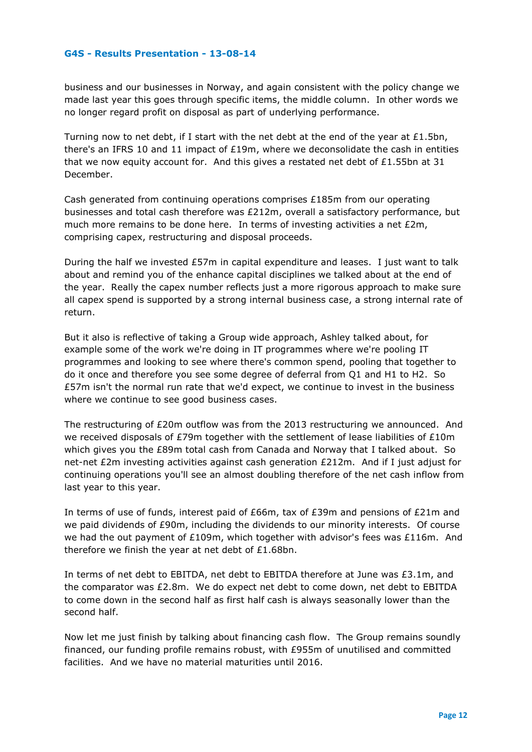business and our businesses in Norway, and again consistent with the policy change we made last year this goes through specific items, the middle column. In other words we no longer regard profit on disposal as part of underlying performance.

Turning now to net debt, if I start with the net debt at the end of the year at £1.5bn, there's an IFRS 10 and 11 impact of £19m, where we deconsolidate the cash in entities that we now equity account for. And this gives a restated net debt of £1.55bn at 31 December.

Cash generated from continuing operations comprises £185m from our operating businesses and total cash therefore was £212m, overall a satisfactory performance, but much more remains to be done here. In terms of investing activities a net £2m, comprising capex, restructuring and disposal proceeds.

During the half we invested £57m in capital expenditure and leases. I just want to talk about and remind you of the enhance capital disciplines we talked about at the end of the year. Really the capex number reflects just a more rigorous approach to make sure all capex spend is supported by a strong internal business case, a strong internal rate of return.

But it also is reflective of taking a Group wide approach, Ashley talked about, for example some of the work we're doing in IT programmes where we're pooling IT programmes and looking to see where there's common spend, pooling that together to do it once and therefore you see some degree of deferral from Q1 and H1 to H2. So £57m isn't the normal run rate that we'd expect, we continue to invest in the business where we continue to see good business cases.

The restructuring of £20m outflow was from the 2013 restructuring we announced. And we received disposals of £79m together with the settlement of lease liabilities of £10m which gives you the £89m total cash from Canada and Norway that I talked about. So net-net £2m investing activities against cash generation £212m. And if I just adjust for continuing operations you'll see an almost doubling therefore of the net cash inflow from last year to this year.

In terms of use of funds, interest paid of £66m, tax of £39m and pensions of £21m and we paid dividends of £90m, including the dividends to our minority interests. Of course we had the out payment of £109m, which together with advisor's fees was £116m. And therefore we finish the year at net debt of £1.68bn.

In terms of net debt to EBITDA, net debt to EBITDA therefore at June was £3.1m, and the comparator was £2.8m. We do expect net debt to come down, net debt to EBITDA to come down in the second half as first half cash is always seasonally lower than the second half.

Now let me just finish by talking about financing cash flow. The Group remains soundly financed, our funding profile remains robust, with £955m of unutilised and committed facilities. And we have no material maturities until 2016.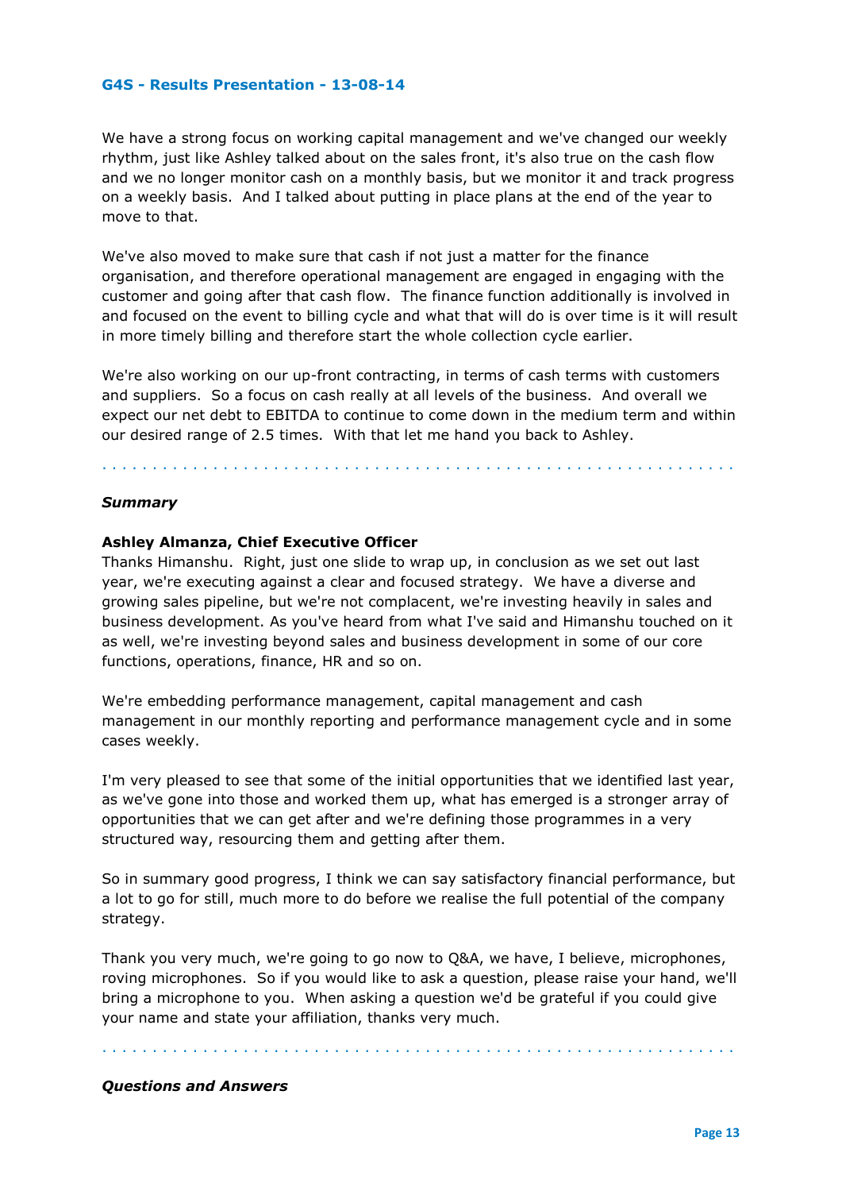We have a strong focus on working capital management and we've changed our weekly rhythm, just like Ashley talked about on the sales front, it's also true on the cash flow and we no longer monitor cash on a monthly basis, but we monitor it and track progress on a weekly basis. And I talked about putting in place plans at the end of the year to move to that.

We've also moved to make sure that cash if not just a matter for the finance organisation, and therefore operational management are engaged in engaging with the customer and going after that cash flow. The finance function additionally is involved in and focused on the event to billing cycle and what that will do is over time is it will result in more timely billing and therefore start the whole collection cycle earlier.

We're also working on our up-front contracting, in terms of cash terms with customers and suppliers. So a focus on cash really at all levels of the business. And overall we expect our net debt to EBITDA to continue to come down in the medium term and within our desired range of 2.5 times. With that let me hand you back to Ashley.

---

### *Summary*

**Ashley Almanza, Chief Executive Officer**

Thanks Himanshu. Right, just one slide to wrap up, in conclusion as we set out last year, we're executing against a clear and focused strategy. We have a diverse and growing sales pipeline, but we're not complacent, we're investing heavily in sales and business development. As you've heard from what I've said and Himanshu touched on it as well, we're investing beyond sales and business development in some of our core functions, operations, finance, HR and so on.

We're embedding performance management, capital management and cash management in our monthly reporting and performance management cycle and in some cases weekly.

I'm very pleased to see that some of the initial opportunities that we identified last year, as we've gone into those and worked them up, what has emerged is a stronger array of opportunities that we can get after and we're defining those programmes in a very structured way, resourcing them and getting after them.

So in summary good progress, I think we can say satisfactory financial performance, but a lot to go for still, much more to do before we realise the full potential of the company strategy.

Thank you very much, we're going to go now to Q&A, we have, I believe, microphones, roving microphones. So if you would like to ask a question, please raise your hand, we'll bring a microphone to you. When asking a question we'd be grateful if you could give your name and state your affiliation, thanks very much.

---

### *Questions and Answers*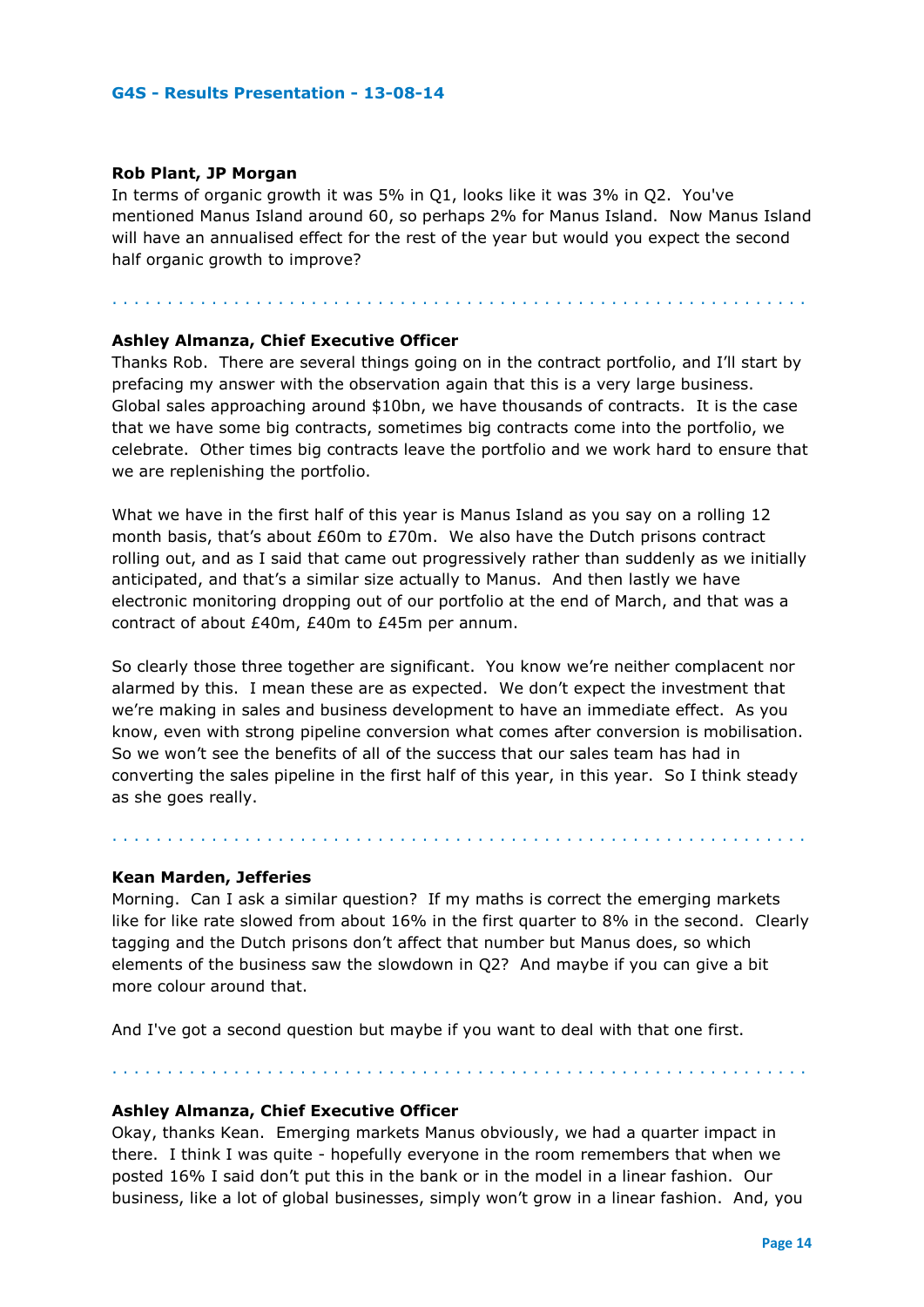**Rob Plant, JP Morgan**

In terms of organic growth it was 5% in Q1, looks like it was 3% in Q2. You've mentioned Manus Island around 60, so perhaps 2% for Manus Island. Now Manus Island will have an annualised effect for the rest of the year but would you expect the second half organic growth to improve?

. . . . . . . . . . . . . . . . . . . . . . . . . . . . . . . . . . . . . . . . . . . . . . . . . . . . . . . . . . . . . .

**Ashley Almanza, Chief Executive Officer**

Thanks Rob. There are several things going on in the contract portfolio, and I'll start by prefacing my answer with the observation again that this is a very large business. Global sales approaching around $10bn, we have thousands of contracts. It is the case that we have some big contracts, sometimes big contracts come into the portfolio, we celebrate. Other times big contracts leave the portfolio and we work hard to ensure that we are replenishing the portfolio.

What we have in the first half of this year is Manus Island as you say on a rolling 12 month basis, that's about £60m to £70m. We also have the Dutch prisons contract rolling out, and as I said that came out progressively rather than suddenly as we initially anticipated, and that's a similar size actually to Manus. And then lastly we have electronic monitoring dropping out of our portfolio at the end of March, and that was a contract of about £40m, £40m to £45m per annum.

So clearly those three together are significant. You know we're neither complacent nor alarmed by this. I mean these are as expected. We don't expect the investment that we're making in sales and business development to have an immediate effect. As you know, even with strong pipeline conversion what comes after conversion is mobilisation. So we won't see the benefits of all of the success that our sales team has had in converting the sales pipeline in the first half of this year, in this year. So I think steady as she goes really.

. . . . . . . . . . . . . . . . . . . . . . . . . . . . . . . . . . . . . . . . . . . . . . . . . . . . . . . . . . . . . . .

**Kean Marden, Jefferies**

Morning. Can I ask a similar question? If my maths is correct the emerging markets like for like rate slowed from about 16% in the first quarter to 8% in the second. Clearly tagging and the Dutch prisons don't affect that number but Manus does, so which elements of the business saw the slowdown in Q2? And maybe if you can give a bit more colour around that.

And I've got a second question but maybe if you want to deal with that one first.

. . . . . . . . . . . . . . . . . . . . . . . . . . . . . . . . . . . . . . . . . . . . . . . . . . . . . . . . . . . . . . .

**Ashley Almanza, Chief Executive Officer**

Okay, thanks Kean. Emerging markets Manus obviously, we had a quarter impact in there. I think I was quite - hopefully everyone in the room remembers that when we posted 16% I said don't put this in the bank or in the model in a linear fashion. Our business, like a lot of global businesses, simply won't grow in a linear fashion. And, you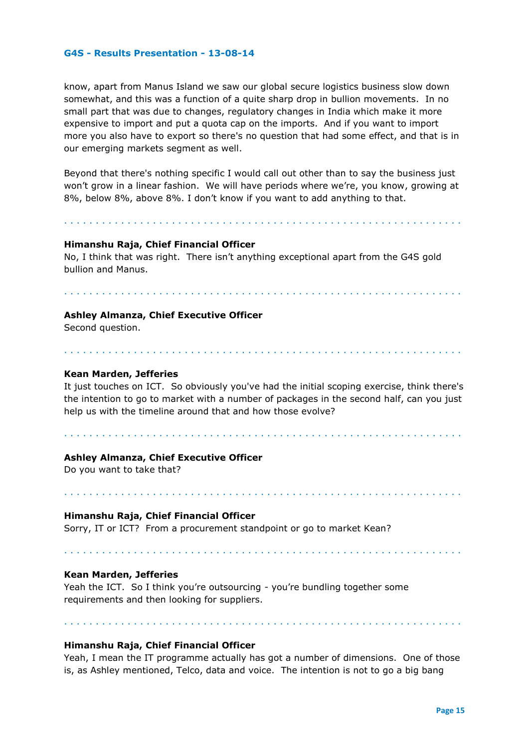know, apart from Manus Island we saw our global secure logistics business slow down somewhat, and this was a function of a quite sharp drop in bullion movements. In no small part that was due to changes, regulatory changes in India which make it more expensive to import and put a quota cap on the imports. And if you want to import more you also have to export so there's no question that had some effect, and that is in our emerging markets segment as well.

Beyond that there's nothing specific I would call out other than to say the business just won't grow in a linear fashion. We will have periods where we're, you know, growing at 8%, below 8%, above 8%. I don't know if you want to add anything to that.

**Himanshu Raja, Chief Financial Officer**
No, I think that was right. There isn't anything exceptional apart from the G4S gold bullion and Manus.

**Ashley Almanza, Chief Executive Officer**
Second question.

**Kean Marden, Jefferies**
It just touches on ICT. So obviously you've had the initial scoping exercise, think there's the intention to go to market with a number of packages in the second half, can you just help us with the timeline around that and how those evolve?

**Ashley Almanza, Chief Executive Officer**
Do you want to take that?

**Himanshu Raja, Chief Financial Officer**
Sorry, IT or ICT? From a procurement standpoint or go to market Kean?

**Kean Marden, Jefferies**
Yeah the ICT. So I think you're outsourcing - you're bundling together some requirements and then looking for suppliers.

**Himanshu Raja, Chief Financial Officer**
Yeah, I mean the IT programme actually has got a number of dimensions. One of those is, as Ashley mentioned, Telco, data and voice. The intention is not to go a big bang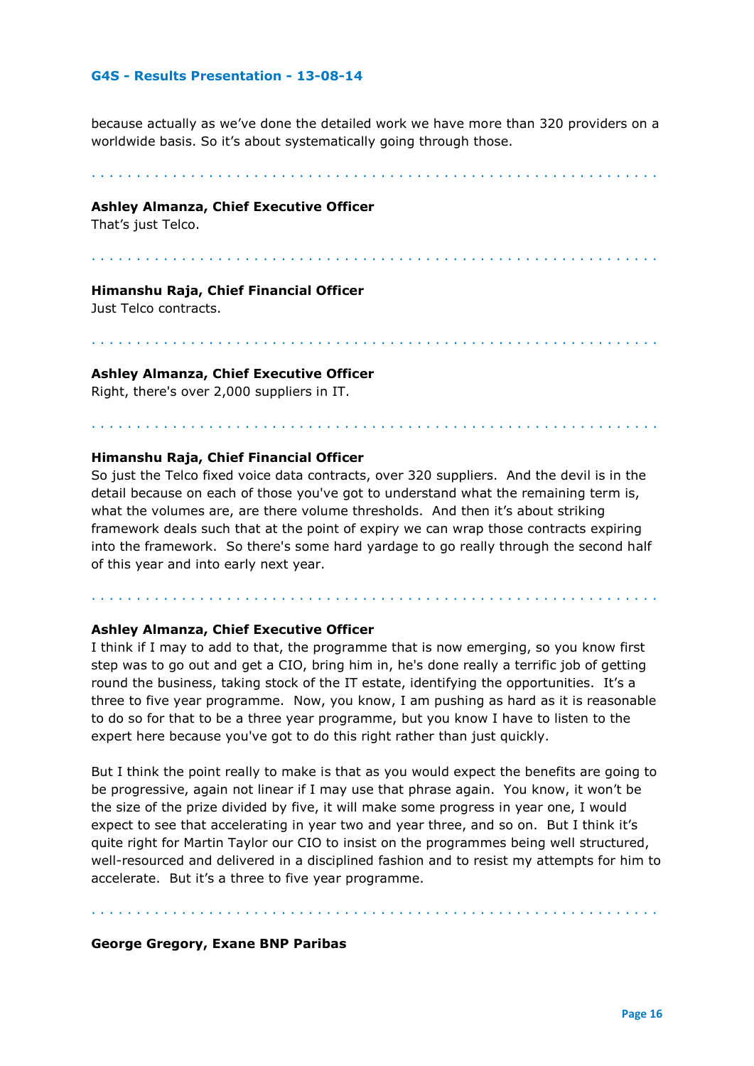because actually as we've done the detailed work we have more than 320 providers on a worldwide basis. So it's about systematically going through those.

. . . . . . . . . . . . . . . . . . . . . . . . . . . . . . . . . . . . . . . . . . . . . . . . . . . . . . . . . . . . .

**Ashley Almanza, Chief Executive Officer**
That's just Telco.

. . . . . . . . . . . . . . . . . . . . . . . . . . . . . . . . . . . . . . . . . . . . . . . . . . . . . . . . . . . . .

**Himanshu Raja, Chief Financial Officer**
Just Telco contracts.

. . . . . . . . . . . . . . . . . . . . . . . . . . . . . . . . . . . . . . . . . . . . . . . . . . . . . . . . . . . . .

**Ashley Almanza, Chief Executive Officer**
Right, there's over 2,000 suppliers in IT.

. . . . . . . . . . . . . . . . . . . . . . . . . . . . . . . . . . . . . . . . . . . . . . . . . . . . . . . . . . . . .

**Himanshu Raja, Chief Financial Officer**
So just the Telco fixed voice data contracts, over 320 suppliers. And the devil is in the detail because on each of those you've got to understand what the remaining term is, what the volumes are, are there volume thresholds. And then it's about striking framework deals such that at the point of expiry we can wrap those contracts expiring into the framework. So there's some hard yardage to go really through the second half of this year and into early next year.

. . . . . . . . . . . . . . . . . . . . . . . . . . . . . . . . . . . . . . . . . . . . . . . . . . . . . . . . . . . . .

**Ashley Almanza, Chief Executive Officer**
I think if I may to add to that, the programme that is now emerging, so you know first step was to go out and get a CIO, bring him in, he's done really a terrific job of getting round the business, taking stock of the IT estate, identifying the opportunities. It's a three to five year programme. Now, you know, I am pushing as hard as it is reasonable to do so for that to be a three year programme, but you know I have to listen to the expert here because you've got to do this right rather than just quickly.

But I think the point really to make is that as you would expect the benefits are going to be progressive, again not linear if I may use that phrase again. You know, it won't be the size of the prize divided by five, it will make some progress in year one, I would expect to see that accelerating in year two and year three, and so on. But I think it's quite right for Martin Taylor our CIO to insist on the programmes being well structured, well-resourced and delivered in a disciplined fashion and to resist my attempts for him to accelerate. But it's a three to five year programme.

. . . . . . . . . . . . . . . . . . . . . . . . . . . . . . . . . . . . . . . . . . . . . . . . . . . . . . . . . . . . .

**George Gregory, Exane BNP Paribas**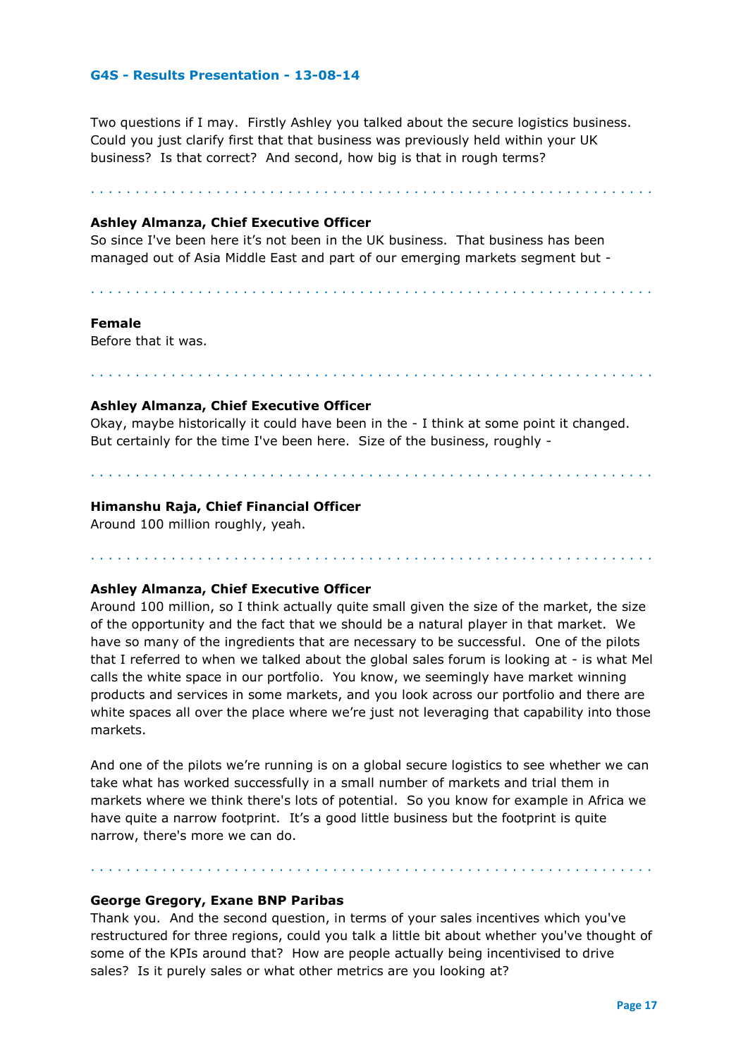Two questions if I may. Firstly Ashley you talked about the secure logistics business. Could you just clarify first that that business was previously held within your UK business? Is that correct? And second, how big is that in rough terms?

. . . . . . . . . . . . . . . . . . . . . . . . . . . . . . . . . . . . . . . . . . . . . . . . . . . . . . . . . . . . .

**Ashley Almanza, Chief Executive Officer**
So since I've been here it's not been in the UK business. That business has been managed out of Asia Middle East and part of our emerging markets segment but -

. . . . . . . . . . . . . . . . . . . . . . . . . . . . . . . . . . . . . . . . . . . . . . . . . . . . . . . . . . . . .

**Female**
Before that it was.

. . . . . . . . . . . . . . . . . . . . . . . . . . . . . . . . . . . . . . . . . . . . . . . . . . . . . . . . . . . . .

**Ashley Almanza, Chief Executive Officer**
Okay, maybe historically it could have been in the - I think at some point it changed. But certainly for the time I've been here. Size of the business, roughly -

. . . . . . . . . . . . . . . . . . . . . . . . . . . . . . . . . . . . . . . . . . . . . . . . . . . . . . . . . . . . .

**Himanshu Raja, Chief Financial Officer**
Around 100 million roughly, yeah.

. . . . . . . . . . . . . . . . . . . . . . . . . . . . . . . . . . . . . . . . . . . . . . . . . . . . . . . . . . . . .

**Ashley Almanza, Chief Executive Officer**
Around 100 million, so I think actually quite small given the size of the market, the size of the opportunity and the fact that we should be a natural player in that market. We have so many of the ingredients that are necessary to be successful. One of the pilots that I referred to when we talked about the global sales forum is looking at - is what Mel calls the white space in our portfolio. You know, we seemingly have market winning products and services in some markets, and you look across our portfolio and there are white spaces all over the place where we're just not leveraging that capability into those markets.

And one of the pilots we're running is on a global secure logistics to see whether we can take what has worked successfully in a small number of markets and trial them in markets where we think there's lots of potential. So you know for example in Africa we have quite a narrow footprint. It's a good little business but the footprint is quite narrow, there's more we can do.

. . . . . . . . . . . . . . . . . . . . . . . . . . . . . . . . . . . . . . . . . . . . . . . . . . . . . . . . . . . . .

**George Gregory, Exane BNP Paribas**
Thank you. And the second question, in terms of your sales incentives which you've restructured for three regions, could you talk a little bit about whether you've thought of some of the KPIs around that? How are people actually being incentivised to drive sales? Is it purely sales or what other metrics are you looking at?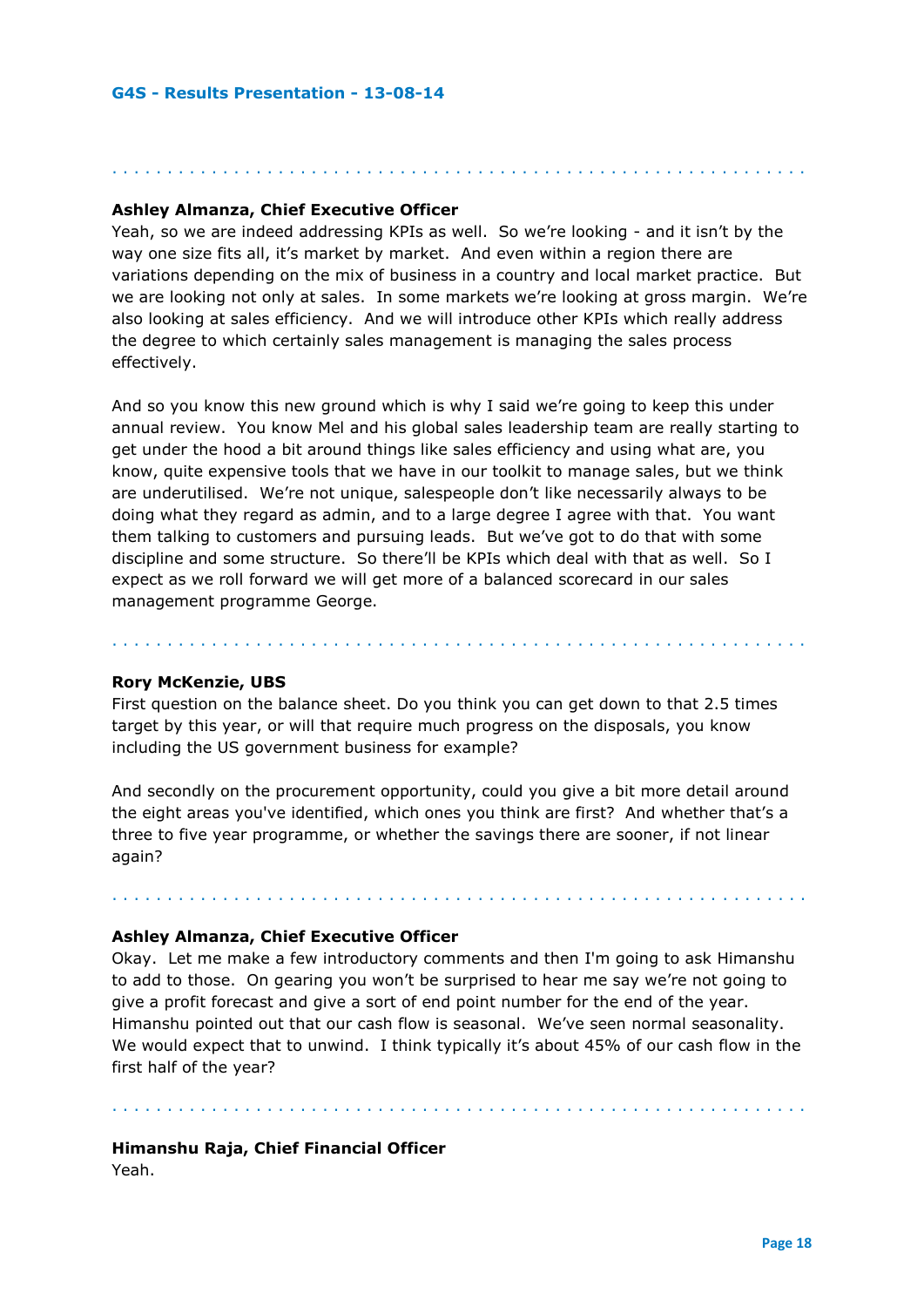**Ashley Almanza, Chief Executive Officer**

Yeah, so we are indeed addressing KPIs as well. So we're looking - and it isn't by the way one size fits all, it's market by market. And even within a region there are variations depending on the mix of business in a country and local market practice. But we are looking not only at sales. In some markets we're looking at gross margin. We're also looking at sales efficiency. And we will introduce other KPIs which really address the degree to which certainly sales management is managing the sales process effectively.

And so you know this new ground which is why I said we're going to keep this under annual review. You know Mel and his global sales leadership team are really starting to get under the hood a bit around things like sales efficiency and using what are, you know, quite expensive tools that we have in our toolkit to manage sales, but we think are underutilised. We're not unique, salespeople don't like necessarily always to be doing what they regard as admin, and to a large degree I agree with that. You want them talking to customers and pursuing leads. But we've got to do that with some discipline and some structure. So there'll be KPIs which deal with that as well. So I expect as we roll forward we will get more of a balanced scorecard in our sales management programme George.

**Rory McKenzie, UBS**

First question on the balance sheet. Do you think you can get down to that 2.5 times target by this year, or will that require much progress on the disposals, you know including the US government business for example?

And secondly on the procurement opportunity, could you give a bit more detail around the eight areas you've identified, which ones you think are first? And whether that's a three to five year programme, or whether the savings there are sooner, if not linear again?

**Ashley Almanza, Chief Executive Officer**

Okay. Let me make a few introductory comments and then I'm going to ask Himanshu to add to those. On gearing you won't be surprised to hear me say we're not going to give a profit forecast and give a sort of end point number for the end of the year. Himanshu pointed out that our cash flow is seasonal. We've seen normal seasonality. We would expect that to unwind. I think typically it's about 45% of our cash flow in the first half of the year?

**Himanshu Raja, Chief Financial Officer**

Yeah.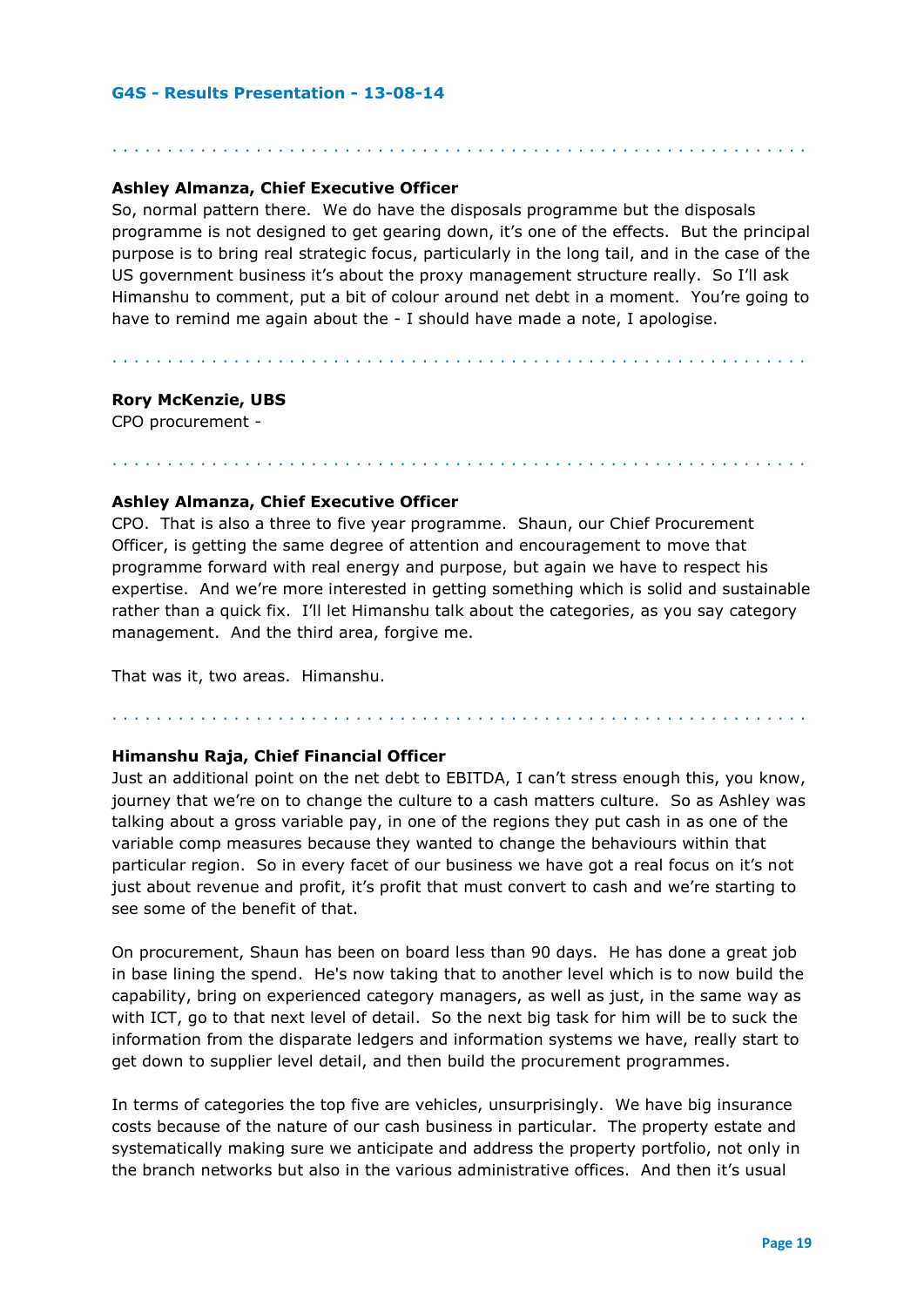**Ashley Almanza, Chief Executive Officer**

So, normal pattern there. We do have the disposals programme but the disposals programme is not designed to get gearing down, it's one of the effects. But the principal purpose is to bring real strategic focus, particularly in the long tail, and in the case of the US government business it's about the proxy management structure really. So I'll ask Himanshu to comment, put a bit of colour around net debt in a moment. You're going to have to remind me again about the - I should have made a note, I apologise.

**Rory McKenzie, UBS**

CPO procurement -

**Ashley Almanza, Chief Executive Officer**

CPO. That is also a three to five year programme. Shaun, our Chief Procurement Officer, is getting the same degree of attention and encouragement to move that programme forward with real energy and purpose, but again we have to respect his expertise. And we're more interested in getting something which is solid and sustainable rather than a quick fix. I'll let Himanshu talk about the categories, as you say category management. And the third area, forgive me.

That was it, two areas. Himanshu.

**Himanshu Raja, Chief Financial Officer**

Just an additional point on the net debt to EBITDA, I can't stress enough this, you know, journey that we're on to change the culture to a cash matters culture. So as Ashley was talking about a gross variable pay, in one of the regions they put cash in as one of the variable comp measures because they wanted to change the behaviours within that particular region. So in every facet of our business we have got a real focus on it's not just about revenue and profit, it's profit that must convert to cash and we're starting to see some of the benefit of that.

On procurement, Shaun has been on board less than 90 days. He has done a great job in base lining the spend. He's now taking that to another level which is to now build the capability, bring on experienced category managers, as well as just, in the same way as with ICT, go to that next level of detail. So the next big task for him will be to suck the information from the disparate ledgers and information systems we have, really start to get down to supplier level detail, and then build the procurement programmes.

In terms of categories the top five are vehicles, unsurprisingly. We have big insurance costs because of the nature of our cash business in particular. The property estate and systematically making sure we anticipate and address the property portfolio, not only in the branch networks but also in the various administrative offices. And then it's usual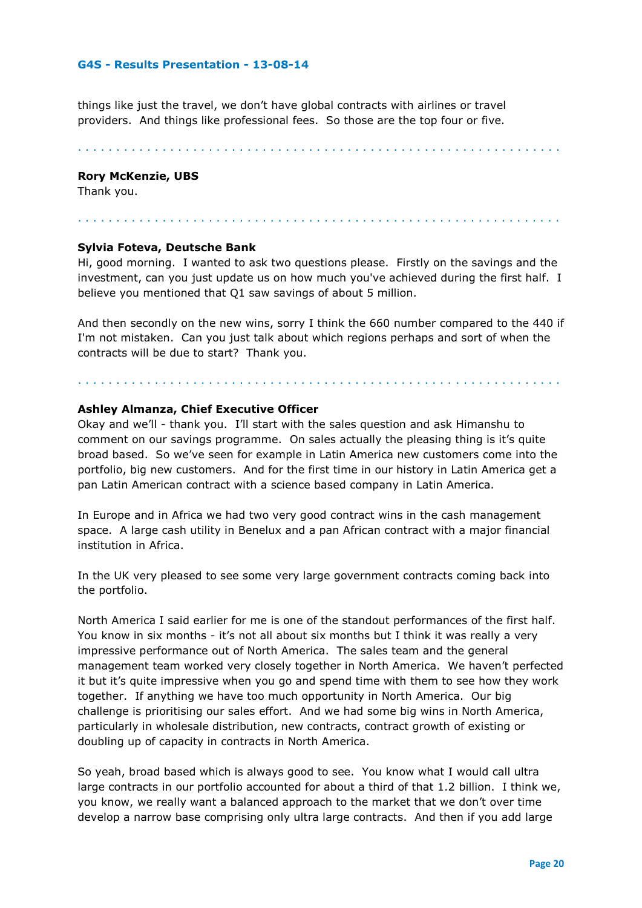things like just the travel, we don't have global contracts with airlines or travel providers. And things like professional fees. So those are the top four or five.

. . . . . . . . . . . . . . . . . . . . . . . . . . . . . . . . . . . . . . . . . . . . . . . . . . . . . . . . . . . . . . . .

**Rory McKenzie, UBS**
Thank you.

. . . . . . . . . . . . . . . . . . . . . . . . . . . . . . . . . . . . . . . . . . . . . . . . . . . . . . . . . . . . . . . .

**Sylvia Foteva, Deutsche Bank**
Hi, good morning. I wanted to ask two questions please. Firstly on the savings and the investment, can you just update us on how much you've achieved during the first half. I believe you mentioned that Q1 saw savings of about 5 million.

And then secondly on the new wins, sorry I think the 660 number compared to the 440 if I'm not mistaken. Can you just talk about which regions perhaps and sort of when the contracts will be due to start? Thank you.

. . . . . . . . . . . . . . . . . . . . . . . . . . . . . . . . . . . . . . . . . . . . . . . . . . . . . . . . . . . . . . . .

**Ashley Almanza, Chief Executive Officer**
Okay and we'll - thank you. I'll start with the sales question and ask Himanshu to comment on our savings programme. On sales actually the pleasing thing is it's quite broad based. So we've seen for example in Latin America new customers come into the portfolio, big new customers. And for the first time in our history in Latin America get a pan Latin American contract with a science based company in Latin America.

In Europe and in Africa we had two very good contract wins in the cash management space. A large cash utility in Benelux and a pan African contract with a major financial institution in Africa.

In the UK very pleased to see some very large government contracts coming back into the portfolio.

North America I said earlier for me is one of the standout performances of the first half. You know in six months - it's not all about six months but I think it was really a very impressive performance out of North America. The sales team and the general management team worked very closely together in North America. We haven't perfected it but it's quite impressive when you go and spend time with them to see how they work together. If anything we have too much opportunity in North America. Our big challenge is prioritising our sales effort. And we had some big wins in North America, particularly in wholesale distribution, new contracts, contract growth of existing or doubling up of capacity in contracts in North America.

So yeah, broad based which is always good to see. You know what I would call ultra large contracts in our portfolio accounted for about a third of that 1.2 billion. I think we, you know, we really want a balanced approach to the market that we don't over time develop a narrow base comprising only ultra large contracts. And then if you add large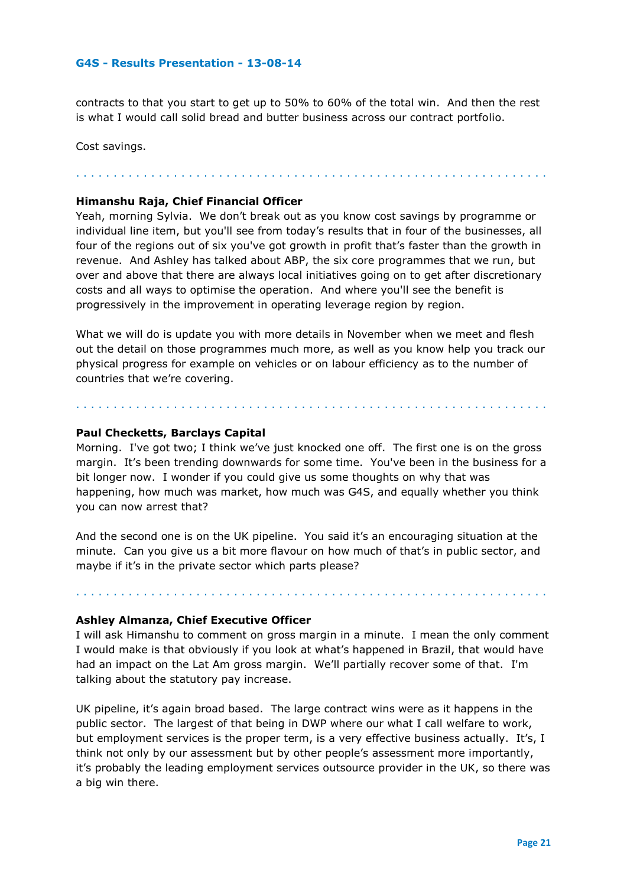contracts to that you start to get up to 50% to 60% of the total win. And then the rest is what I would call solid bread and butter business across our contract portfolio.

Cost savings.

. . . . . . . . . . . . . . . . . . . . . . . . . . . . . . . . . . . . . . . . . . . . . . . . . . . . . . . . . . . . . .

**Himanshu Raja, Chief Financial Officer**
Yeah, morning Sylvia. We don't break out as you know cost savings by programme or individual line item, but you'll see from today's results that in four of the businesses, all four of the regions out of six you've got growth in profit that's faster than the growth in revenue. And Ashley has talked about ABP, the six core programmes that we run, but over and above that there are always local initiatives going on to get after discretionary costs and all ways to optimise the operation. And where you'll see the benefit is progressively in the improvement in operating leverage region by region.

What we will do is update you with more details in November when we meet and flesh out the detail on those programmes much more, as well as you know help you track our physical progress for example on vehicles or on labour efficiency as to the number of countries that we're covering.

. . . . . . . . . . . . . . . . . . . . . . . . . . . . . . . . . . . . . . . . . . . . . . . . . . . . . . . . . . . . . .

**Paul Checketts, Barclays Capital**
Morning. I've got two; I think we've just knocked one off. The first one is on the gross margin. It's been trending downwards for some time. You've been in the business for a bit longer now. I wonder if you could give us some thoughts on why that was happening, how much was market, how much was G4S, and equally whether you think you can now arrest that?

And the second one is on the UK pipeline. You said it's an encouraging situation at the minute. Can you give us a bit more flavour on how much of that's in public sector, and maybe if it's in the private sector which parts please?

. . . . . . . . . . . . . . . . . . . . . . . . . . . . . . . . . . . . . . . . . . . . . . . . . . . . . . . . . . . . . .

**Ashley Almanza, Chief Executive Officer**
I will ask Himanshu to comment on gross margin in a minute. I mean the only comment I would make is that obviously if you look at what's happened in Brazil, that would have had an impact on the Lat Am gross margin. We'll partially recover some of that. I'm talking about the statutory pay increase.

UK pipeline, it's again broad based. The large contract wins were as it happens in the public sector. The largest of that being in DWP where our what I call welfare to work, but employment services is the proper term, is a very effective business actually. It's, I think not only by our assessment but by other people's assessment more importantly, it's probably the leading employment services outsource provider in the UK, so there was a big win there.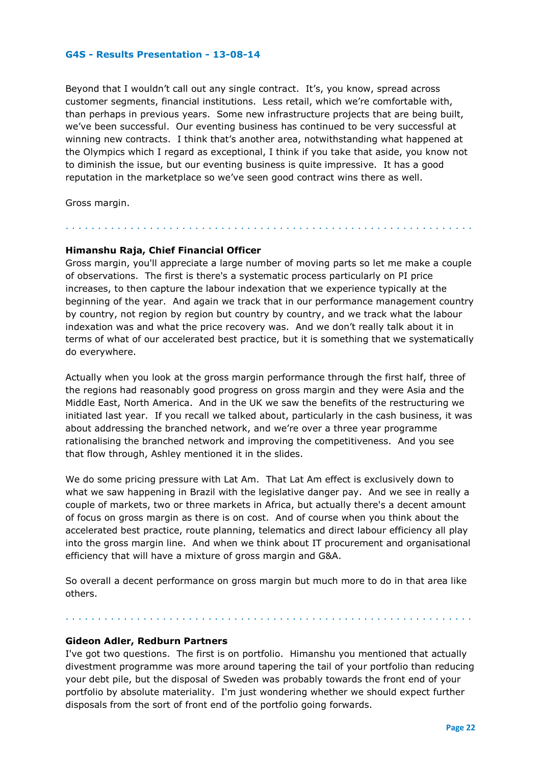Beyond that I wouldn't call out any single contract. It's, you know, spread across customer segments, financial institutions. Less retail, which we're comfortable with, than perhaps in previous years. Some new infrastructure projects that are being built, we've been successful. Our eventing business has continued to be very successful at winning new contracts. I think that's another area, notwithstanding what happened at the Olympics which I regard as exceptional, I think if you take that aside, you know not to diminish the issue, but our eventing business is quite impressive. It has a good reputation in the marketplace so we've seen good contract wins there as well.

Gross margin.

. . . . . . . . . . . . . . . . . . . . . . . . . . . . . . . . . . . . . . . . . . . . . . . . . . . . . . . . . . . . . . . .

**Himanshu Raja, Chief Financial Officer**

Gross margin, you'll appreciate a large number of moving parts so let me make a couple of observations. The first is there's a systematic process particularly on PI price increases, to then capture the labour indexation that we experience typically at the beginning of the year. And again we track that in our performance management country by country, not region by region but country by country, and we track what the labour indexation was and what the price recovery was. And we don't really talk about it in terms of what of our accelerated best practice, but it is something that we systematically do everywhere.

Actually when you look at the gross margin performance through the first half, three of the regions had reasonably good progress on gross margin and they were Asia and the Middle East, North America. And in the UK we saw the benefits of the restructuring we initiated last year. If you recall we talked about, particularly in the cash business, it was about addressing the branched network, and we're over a three year programme rationalising the branched network and improving the competitiveness. And you see that flow through, Ashley mentioned it in the slides.

We do some pricing pressure with Lat Am. That Lat Am effect is exclusively down to what we saw happening in Brazil with the legislative danger pay. And we see in really a couple of markets, two or three markets in Africa, but actually there's a decent amount of focus on gross margin as there is on cost. And of course when you think about the accelerated best practice, route planning, telematics and direct labour efficiency all play into the gross margin line. And when we think about IT procurement and organisational efficiency that will have a mixture of gross margin and G&A.

So overall a decent performance on gross margin but much more to do in that area like others.

. . . . . . . . . . . . . . . . . . . . . . . . . . . . . . . . . . . . . . . . . . . . . . . . . . . . . . . . . . . . . . . .

**Gideon Adler, Redburn Partners**

I've got two questions. The first is on portfolio. Himanshu you mentioned that actually divestment programme was more around tapering the tail of your portfolio than reducing your debt pile, but the disposal of Sweden was probably towards the front end of your portfolio by absolute materiality. I'm just wondering whether we should expect further disposals from the sort of front end of the portfolio going forwards.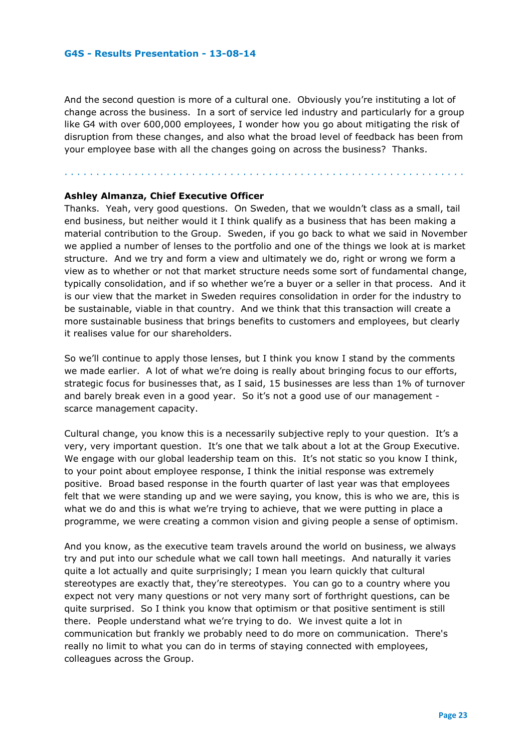And the second question is more of a cultural one. Obviously you're instituting a lot of change across the business. In a sort of service led industry and particularly for a group like G4 with over 600,000 employees, I wonder how you go about mitigating the risk of disruption from these changes, and also what the broad level of feedback has been from your employee base with all the changes going on across the business? Thanks.

. . . . . . . . . . . . . . . . . . . . . . . . . . . . . . . . . . . . . . . . . . . . . . . . . . . . . . . . . . . . .

**Ashley Almanza, Chief Executive Officer**

Thanks. Yeah, very good questions. On Sweden, that we wouldn't class as a small, tail end business, but neither would it I think qualify as a business that has been making a material contribution to the Group. Sweden, if you go back to what we said in November we applied a number of lenses to the portfolio and one of the things we look at is market structure. And we try and form a view and ultimately we do, right or wrong we form a view as to whether or not that market structure needs some sort of fundamental change, typically consolidation, and if so whether we're a buyer or a seller in that process. And it is our view that the market in Sweden requires consolidation in order for the industry to be sustainable, viable in that country. And we think that this transaction will create a more sustainable business that brings benefits to customers and employees, but clearly it realises value for our shareholders.

So we'll continue to apply those lenses, but I think you know I stand by the comments we made earlier. A lot of what we're doing is really about bringing focus to our efforts, strategic focus for businesses that, as I said, 15 businesses are less than 1% of turnover and barely break even in a good year. So it's not a good use of our management - scarce management capacity.

Cultural change, you know this is a necessarily subjective reply to your question. It's a very, very important question. It's one that we talk about a lot at the Group Executive. We engage with our global leadership team on this. It's not static so you know I think, to your point about employee response, I think the initial response was extremely positive. Broad based response in the fourth quarter of last year was that employees felt that we were standing up and we were saying, you know, this is who we are, this is what we do and this is what we're trying to achieve, that we were putting in place a programme, we were creating a common vision and giving people a sense of optimism.

And you know, as the executive team travels around the world on business, we always try and put into our schedule what we call town hall meetings. And naturally it varies quite a lot actually and quite surprisingly; I mean you learn quickly that cultural stereotypes are exactly that, they're stereotypes. You can go to a country where you expect not very many questions or not very many sort of forthright questions, can be quite surprised. So I think you know that optimism or that positive sentiment is still there. People understand what we're trying to do. We invest quite a lot in communication but frankly we probably need to do more on communication. There's really no limit to what you can do in terms of staying connected with employees, colleagues across the Group.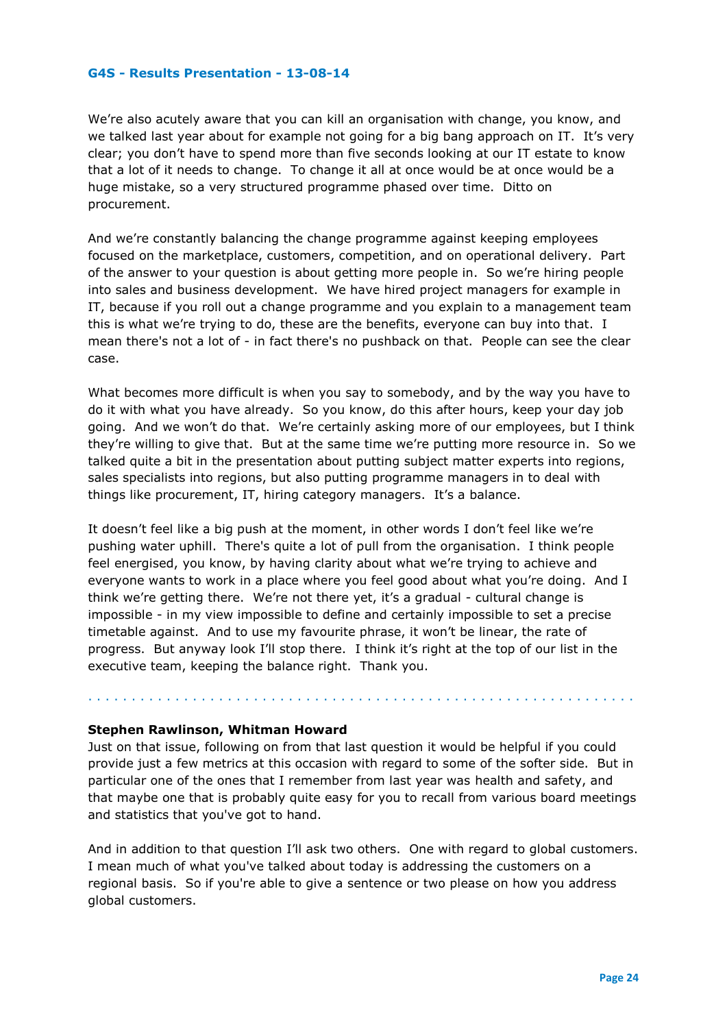We're also acutely aware that you can kill an organisation with change, you know, and we talked last year about for example not going for a big bang approach on IT. It's very clear; you don't have to spend more than five seconds looking at our IT estate to know that a lot of it needs to change. To change it all at once would be at once would be a huge mistake, so a very structured programme phased over time. Ditto on procurement.

And we're constantly balancing the change programme against keeping employees focused on the marketplace, customers, competition, and on operational delivery. Part of the answer to your question is about getting more people in. So we're hiring people into sales and business development. We have hired project managers for example in IT, because if you roll out a change programme and you explain to a management team this is what we're trying to do, these are the benefits, everyone can buy into that. I mean there's not a lot of - in fact there's no pushback on that. People can see the clear case.

What becomes more difficult is when you say to somebody, and by the way you have to do it with what you have already. So you know, do this after hours, keep your day job going. And we won't do that. We're certainly asking more of our employees, but I think they're willing to give that. But at the same time we're putting more resource in. So we talked quite a bit in the presentation about putting subject matter experts into regions, sales specialists into regions, but also putting programme managers in to deal with things like procurement, IT, hiring category managers. It's a balance.

It doesn't feel like a big push at the moment, in other words I don't feel like we're pushing water uphill. There's quite a lot of pull from the organisation. I think people feel energised, you know, by having clarity about what we're trying to achieve and everyone wants to work in a place where you feel good about what you're doing. And I think we're getting there. We're not there yet, it's a gradual - cultural change is impossible - in my view impossible to define and certainly impossible to set a precise timetable against. And to use my favourite phrase, it won't be linear, the rate of progress. But anyway look I'll stop there. I think it's right at the top of our list in the executive team, keeping the balance right. Thank you.

. . . . . . . . . . . . . . . . . . . . . . . . . . . . . . . . . . . . . . . . . . . . . . . . . . . . . . . . . . . . . .

**Stephen Rawlinson, Whitman Howard**
Just on that issue, following on from that last question it would be helpful if you could provide just a few metrics at this occasion with regard to some of the softer side. But in particular one of the ones that I remember from last year was health and safety, and that maybe one that is probably quite easy for you to recall from various board meetings and statistics that you've got to hand.

And in addition to that question I'll ask two others. One with regard to global customers. I mean much of what you've talked about today is addressing the customers on a regional basis. So if you're able to give a sentence or two please on how you address global customers.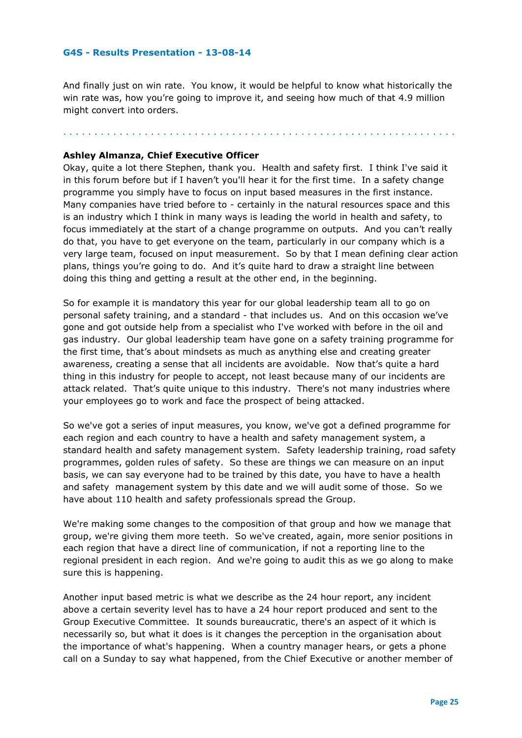And finally just on win rate. You know, it would be helpful to know what historically the win rate was, how you're going to improve it, and seeing how much of that 4.9 million might convert into orders.

. . . . . . . . . . . . . . . . . . . . . . . . . . . . . . . . . . . . . . . . . . . . . . . . . . . . . . . . . . . . .

**Ashley Almanza, Chief Executive Officer**
Okay, quite a lot there Stephen, thank you. Health and safety first. I think I've said it in this forum before but if I haven't you'll hear it for the first time. In a safety change programme you simply have to focus on input based measures in the first instance. Many companies have tried before to - certainly in the natural resources space and this is an industry which I think in many ways is leading the world in health and safety, to focus immediately at the start of a change programme on outputs. And you can't really do that, you have to get everyone on the team, particularly in our company which is a very large team, focused on input measurement. So by that I mean defining clear action plans, things you're going to do. And it's quite hard to draw a straight line between doing this thing and getting a result at the other end, in the beginning.

So for example it is mandatory this year for our global leadership team all to go on personal safety training, and a standard - that includes us. And on this occasion we've gone and got outside help from a specialist who I've worked with before in the oil and gas industry. Our global leadership team have gone on a safety training programme for the first time, that's about mindsets as much as anything else and creating greater awareness, creating a sense that all incidents are avoidable. Now that's quite a hard thing in this industry for people to accept, not least because many of our incidents are attack related. That's quite unique to this industry. There's not many industries where your employees go to work and face the prospect of being attacked.

So we've got a series of input measures, you know, we've got a defined programme for each region and each country to have a health and safety management system, a standard health and safety management system. Safety leadership training, road safety programmes, golden rules of safety. So these are things we can measure on an input basis, we can say everyone had to be trained by this date, you have to have a health and safety management system by this date and we will audit some of those. So we have about 110 health and safety professionals spread the Group.

We're making some changes to the composition of that group and how we manage that group, we're giving them more teeth. So we've created, again, more senior positions in each region that have a direct line of communication, if not a reporting line to the regional president in each region. And we're going to audit this as we go along to make sure this is happening.

Another input based metric is what we describe as the 24 hour report, any incident above a certain severity level has to have a 24 hour report produced and sent to the Group Executive Committee. It sounds bureaucratic, there's an aspect of it which is necessarily so, but what it does is it changes the perception in the organisation about the importance of what's happening. When a country manager hears, or gets a phone call on a Sunday to say what happened, from the Chief Executive or another member of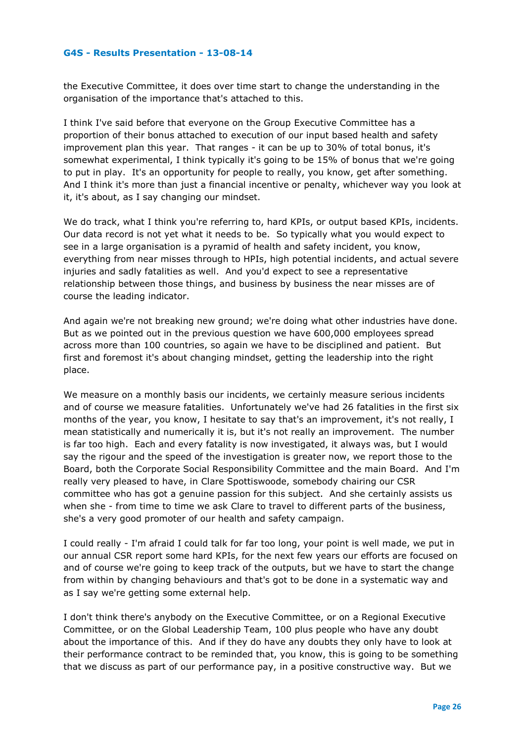the Executive Committee, it does over time start to change the understanding in the organisation of the importance that's attached to this.

I think I've said before that everyone on the Group Executive Committee has a proportion of their bonus attached to execution of our input based health and safety improvement plan this year. That ranges - it can be up to 30% of total bonus, it's somewhat experimental, I think typically it's going to be 15% of bonus that we're going to put in play. It's an opportunity for people to really, you know, get after something. And I think it's more than just a financial incentive or penalty, whichever way you look at it, it's about, as I say changing our mindset.

We do track, what I think you're referring to, hard KPIs, or output based KPIs, incidents. Our data record is not yet what it needs to be. So typically what you would expect to see in a large organisation is a pyramid of health and safety incident, you know, everything from near misses through to HPIs, high potential incidents, and actual severe injuries and sadly fatalities as well. And you'd expect to see a representative relationship between those things, and business by business the near misses are of course the leading indicator.

And again we're not breaking new ground; we're doing what other industries have done. But as we pointed out in the previous question we have 600,000 employees spread across more than 100 countries, so again we have to be disciplined and patient. But first and foremost it's about changing mindset, getting the leadership into the right place.

We measure on a monthly basis our incidents, we certainly measure serious incidents and of course we measure fatalities. Unfortunately we've had 26 fatalities in the first six months of the year, you know, I hesitate to say that's an improvement, it's not really, I mean statistically and numerically it is, but it's not really an improvement. The number is far too high. Each and every fatality is now investigated, it always was, but I would say the rigour and the speed of the investigation is greater now, we report those to the Board, both the Corporate Social Responsibility Committee and the main Board. And I'm really very pleased to have, in Clare Spottiswoode, somebody chairing our CSR committee who has got a genuine passion for this subject. And she certainly assists us when she - from time to time we ask Clare to travel to different parts of the business, she's a very good promoter of our health and safety campaign.

I could really - I'm afraid I could talk for far too long, your point is well made, we put in our annual CSR report some hard KPIs, for the next few years our efforts are focused on and of course we're going to keep track of the outputs, but we have to start the change from within by changing behaviours and that's got to be done in a systematic way and as I say we're getting some external help.

I don't think there's anybody on the Executive Committee, or on a Regional Executive Committee, or on the Global Leadership Team, 100 plus people who have any doubt about the importance of this. And if they do have any doubts they only have to look at their performance contract to be reminded that, you know, this is going to be something that we discuss as part of our performance pay, in a positive constructive way. But we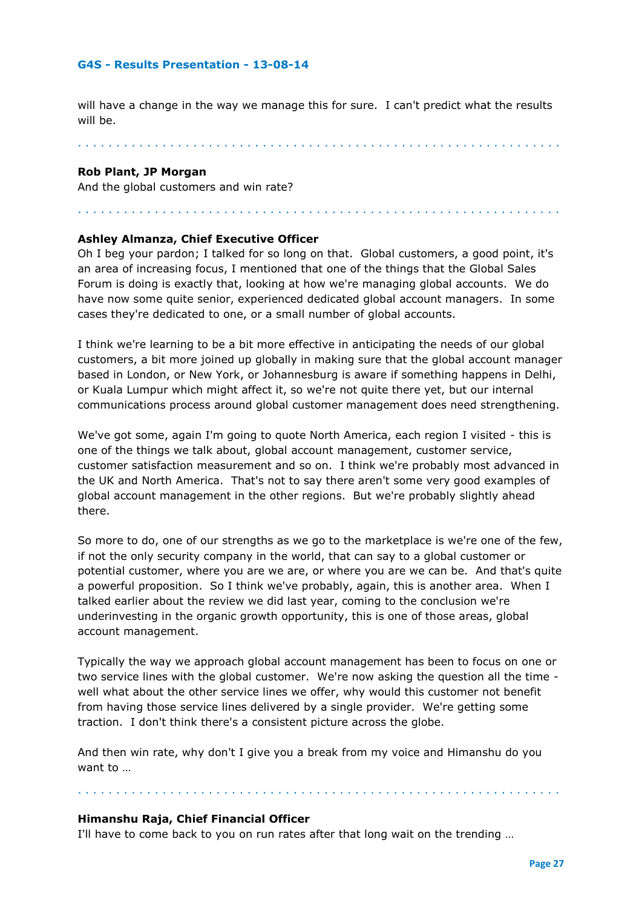will have a change in the way we manage this for sure. I can't predict what the results will be.

**Rob Plant, JP Morgan**

And the global customers and win rate?

**Ashley Almanza, Chief Executive Officer**

Oh I beg your pardon; I talked for so long on that. Global customers, a good point, it's an area of increasing focus, I mentioned that one of the things that the Global Sales Forum is doing is exactly that, looking at how we're managing global accounts. We do have now some quite senior, experienced dedicated global account managers. In some cases they're dedicated to one, or a small number of global accounts.

I think we're learning to be a bit more effective in anticipating the needs of our global customers, a bit more joined up globally in making sure that the global account manager based in London, or New York, or Johannesburg is aware if something happens in Delhi, or Kuala Lumpur which might affect it, so we're not quite there yet, but our internal communications process around global customer management does need strengthening.

We've got some, again I'm going to quote North America, each region I visited - this is one of the things we talk about, global account management, customer service, customer satisfaction measurement and so on. I think we're probably most advanced in the UK and North America. That's not to say there aren't some very good examples of global account management in the other regions. But we're probably slightly ahead there.

So more to do, one of our strengths as we go to the marketplace is we're one of the few, if not the only security company in the world, that can say to a global customer or potential customer, where you are we are, or where you are we can be. And that's quite a powerful proposition. So I think we've probably, again, this is another area. When I talked earlier about the review we did last year, coming to the conclusion we're underinvesting in the organic growth opportunity, this is one of those areas, global account management.

Typically the way we approach global account management has been to focus on one or two service lines with the global customer. We're now asking the question all the time - well what about the other service lines we offer, why would this customer not benefit from having those service lines delivered by a single provider. We're getting some traction. I don't think there's a consistent picture across the globe.

And then win rate, why don't I give you a break from my voice and Himanshu do you want to …

**Himanshu Raja, Chief Financial Officer**

I'll have to come back to you on run rates after that long wait on the trending …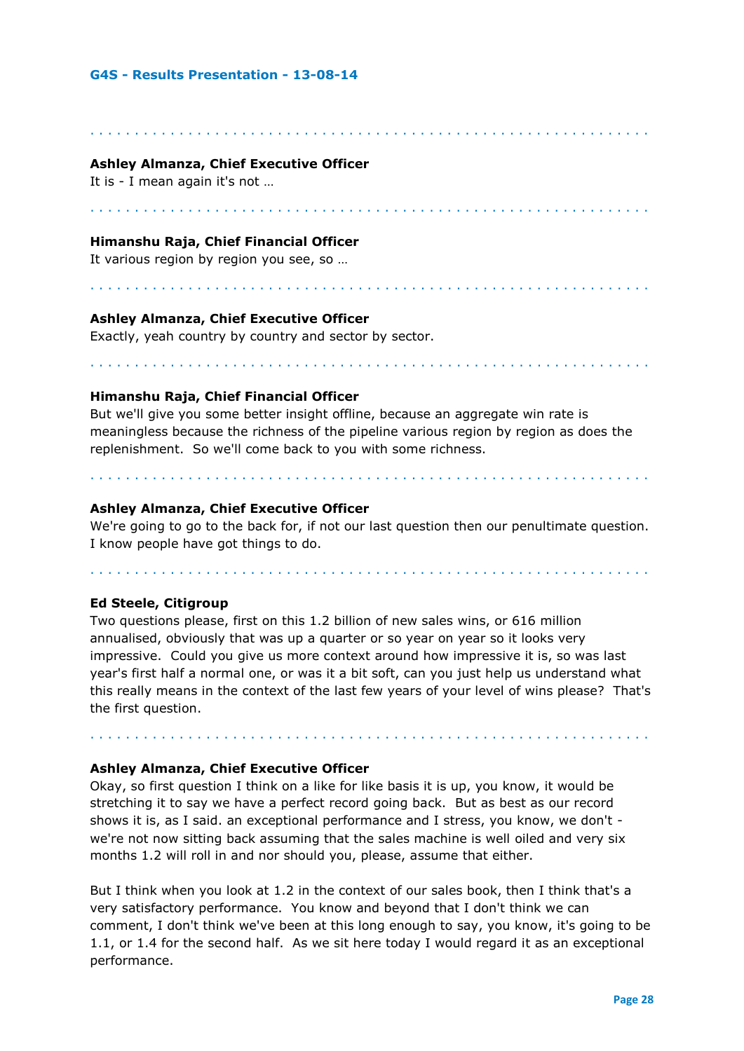**Ashley Almanza, Chief Executive Officer**
It is - I mean again it's not …

**Himanshu Raja, Chief Financial Officer**
It various region by region you see, so …

**Ashley Almanza, Chief Executive Officer**
Exactly, yeah country by country and sector by sector.

**Himanshu Raja, Chief Financial Officer**
But we'll give you some better insight offline, because an aggregate win rate is meaningless because the richness of the pipeline various region by region as does the replenishment. So we'll come back to you with some richness.

**Ashley Almanza, Chief Executive Officer**
We're going to go to the back for, if not our last question then our penultimate question. I know people have got things to do.

**Ed Steele, Citigroup**
Two questions please, first on this 1.2 billion of new sales wins, or 616 million annualised, obviously that was up a quarter or so year on year so it looks very impressive. Could you give us more context around how impressive it is, so was last year's first half a normal one, or was it a bit soft, can you just help us understand what this really means in the context of the last few years of your level of wins please? That's the first question.

**Ashley Almanza, Chief Executive Officer**
Okay, so first question I think on a like for like basis it is up, you know, it would be stretching it to say we have a perfect record going back. But as best as our record shows it is, as I said. an exceptional performance and I stress, you know, we don't - we're not now sitting back assuming that the sales machine is well oiled and very six months 1.2 will roll in and nor should you, please, assume that either.

But I think when you look at 1.2 in the context of our sales book, then I think that's a very satisfactory performance. You know and beyond that I don't think we can comment, I don't think we've been at this long enough to say, you know, it's going to be 1.1, or 1.4 for the second half. As we sit here today I would regard it as an exceptional performance.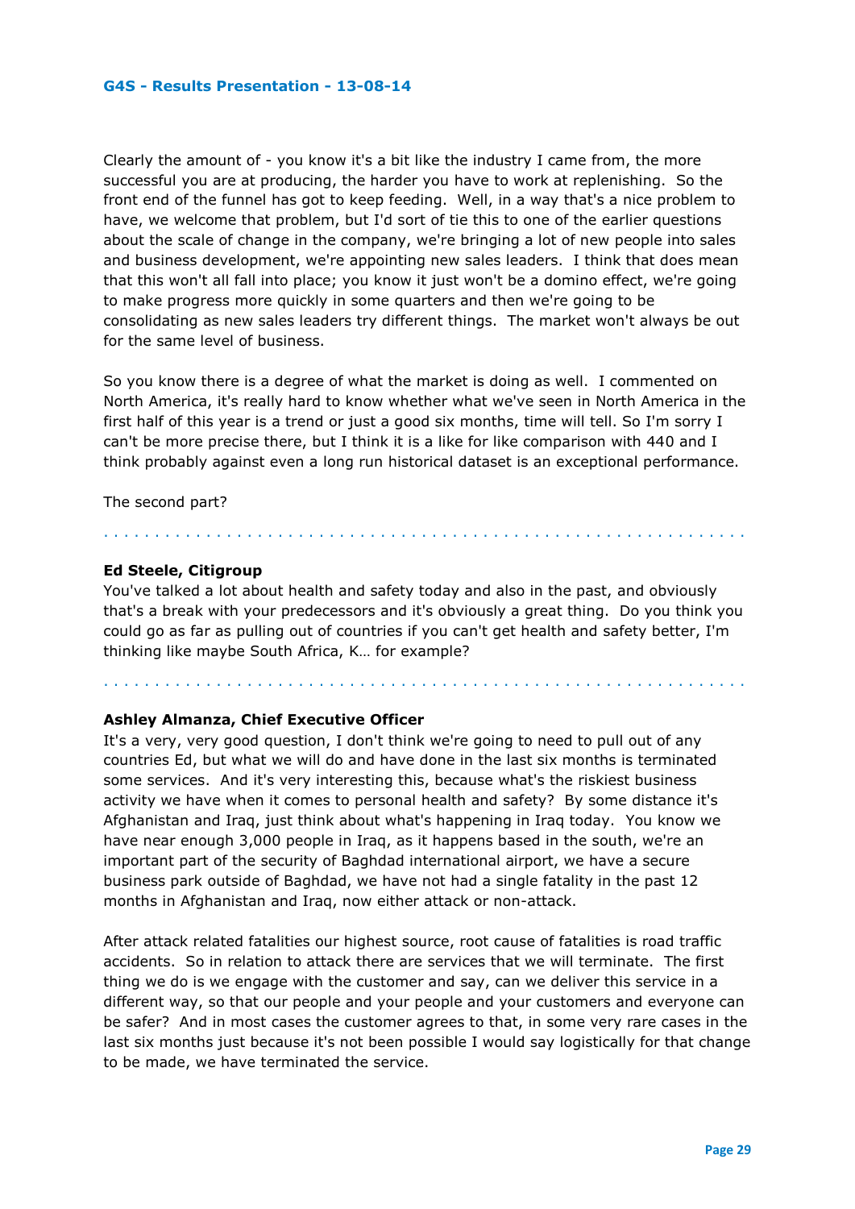Clearly the amount of - you know it's a bit like the industry I came from, the more successful you are at producing, the harder you have to work at replenishing. So the front end of the funnel has got to keep feeding. Well, in a way that's a nice problem to have, we welcome that problem, but I'd sort of tie this to one of the earlier questions about the scale of change in the company, we're bringing a lot of new people into sales and business development, we're appointing new sales leaders. I think that does mean that this won't all fall into place; you know it just won't be a domino effect, we're going to make progress more quickly in some quarters and then we're going to be consolidating as new sales leaders try different things. The market won't always be out for the same level of business.

So you know there is a degree of what the market is doing as well. I commented on North America, it's really hard to know whether what we've seen in North America in the first half of this year is a trend or just a good six months, time will tell. So I'm sorry I can't be more precise there, but I think it is a like for like comparison with 440 and I think probably against even a long run historical dataset is an exceptional performance.

The second part?

. . . . . . . . . . . . . . . . . . . . . . . . . . . . . . . . . . . . . . . . . . . . . . . . . . . . . . . . . . . . .

**Ed Steele, Citigroup**
You've talked a lot about health and safety today and also in the past, and obviously that's a break with your predecessors and it's obviously a great thing. Do you think you could go as far as pulling out of countries if you can't get health and safety better, I'm thinking like maybe South Africa, K… for example?

. . . . . . . . . . . . . . . . . . . . . . . . . . . . . . . . . . . . . . . . . . . . . . . . . . . . . . . . . . . . .

**Ashley Almanza, Chief Executive Officer**
It's a very, very good question, I don't think we're going to need to pull out of any countries Ed, but what we will do and have done in the last six months is terminated some services. And it's very interesting this, because what's the riskiest business activity we have when it comes to personal health and safety? By some distance it's Afghanistan and Iraq, just think about what's happening in Iraq today. You know we have near enough 3,000 people in Iraq, as it happens based in the south, we're an important part of the security of Baghdad international airport, we have a secure business park outside of Baghdad, we have not had a single fatality in the past 12 months in Afghanistan and Iraq, now either attack or non-attack.

After attack related fatalities our highest source, root cause of fatalities is road traffic accidents. So in relation to attack there are services that we will terminate. The first thing we do is we engage with the customer and say, can we deliver this service in a different way, so that our people and your people and your customers and everyone can be safer? And in most cases the customer agrees to that, in some very rare cases in the last six months just because it's not been possible I would say logistically for that change to be made, we have terminated the service.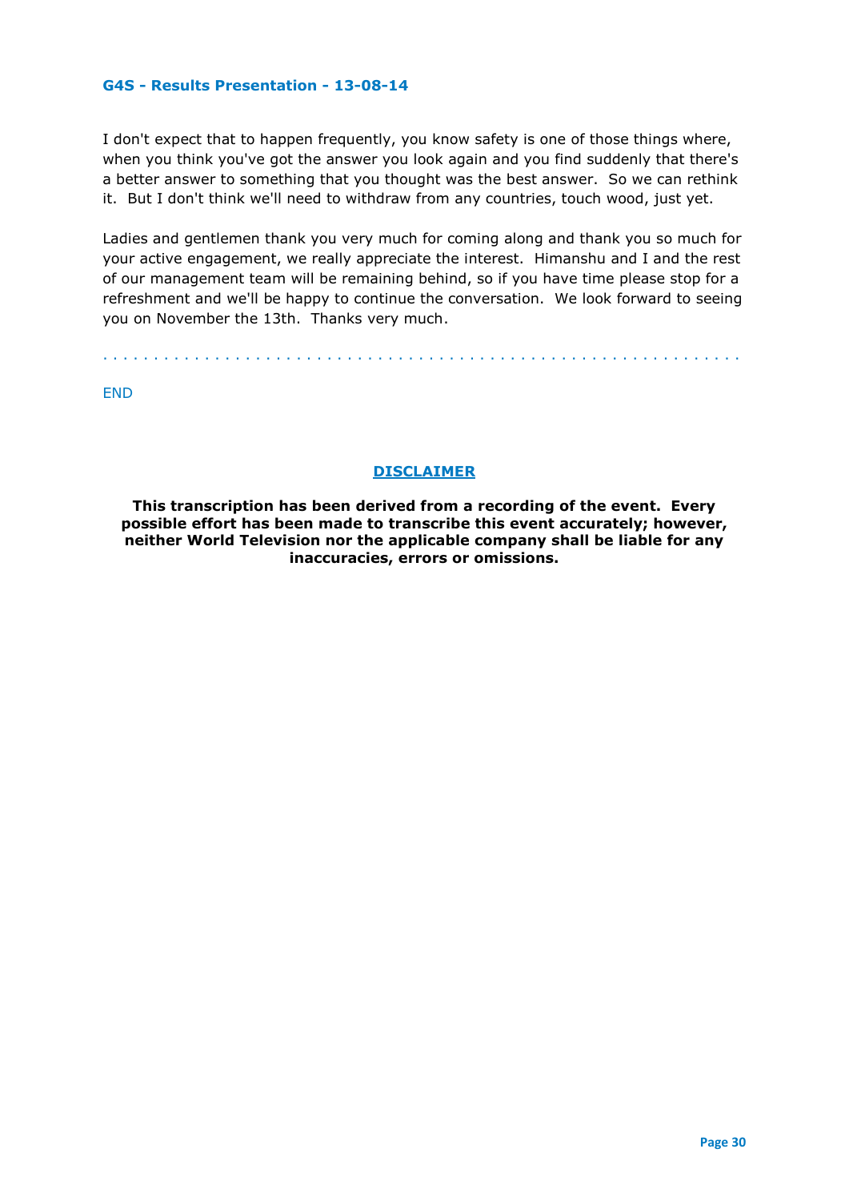I don't expect that to happen frequently, you know safety is one of those things where, when you think you've got the answer you look again and you find suddenly that there's a better answer to something that you thought was the best answer. So we can rethink it. But I don't think we'll need to withdraw from any countries, touch wood, just yet.

Ladies and gentlemen thank you very much for coming along and thank you so much for your active engagement, we really appreciate the interest. Himanshu and I and the rest of our management team will be remaining behind, so if you have time please stop for a refreshment and we'll be happy to continue the conversation. We look forward to seeing you on November the 13th. Thanks very much.

. . . . . . . . . . . . . . . . . . . . . . . . . . . . . . . . . . . . . . . . . . . . . . . . . . . . . . . . . . . . . .

END

## DISCLAIMER

**This transcription has been derived from a recording of the event. Every possible effort has been made to transcribe this event accurately; however, neither World Television nor the applicable company shall be liable for any inaccuracies, errors or omissions.**